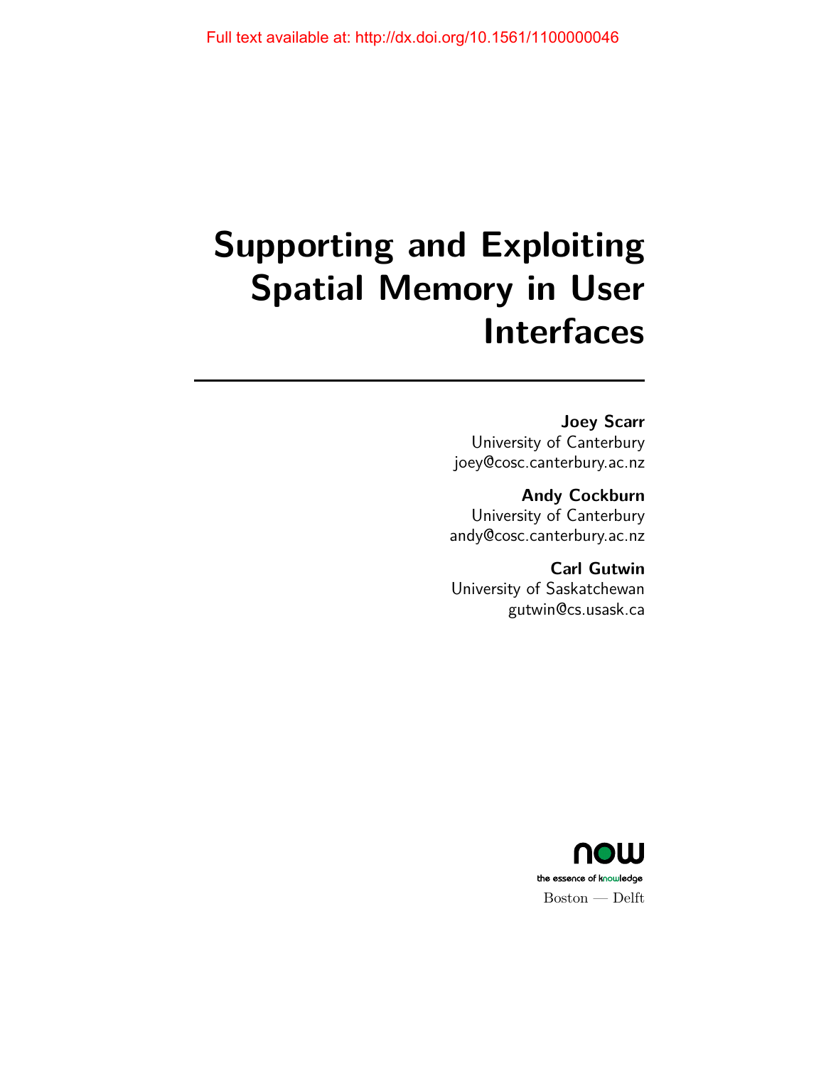Full text available at: http://dx.doi.org/10.1561/1100000046

# Supporting and Exploiting Spatial Memory in User Interfaces

**Joey Scarr**
University of Canterbury
joey@cosc.canterbury.ac.nz

**Andy Cockburn**
University of Canterbury
andy@cosc.canterbury.ac.nz

**Carl Gutwin**
University of Saskatchewan
gutwin@cs.usask.ca

now
the essence of knowledge
Boston — Delft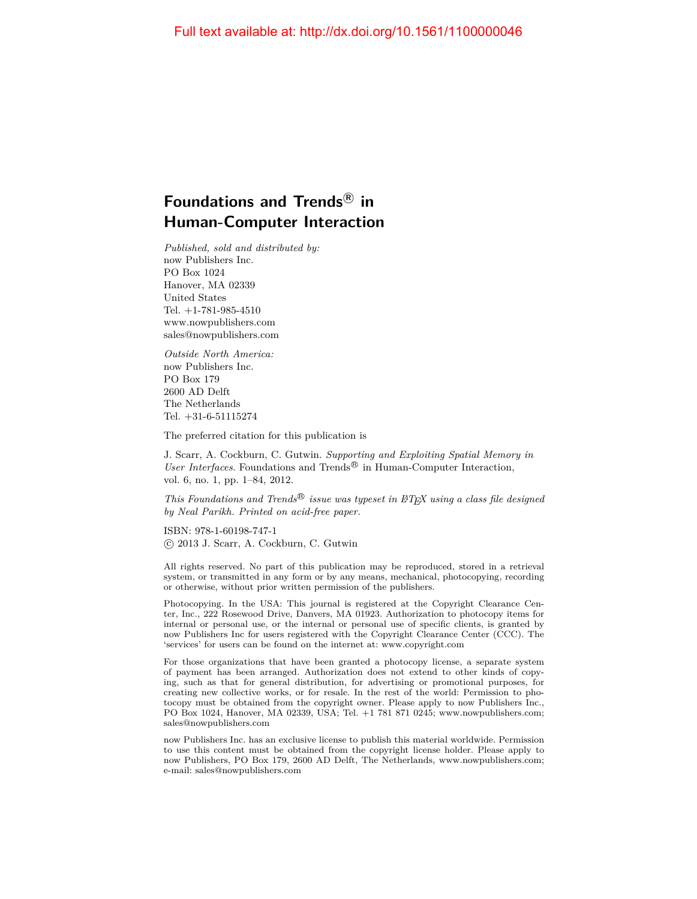Full text available at: http://dx.doi.org/10.1561/1100000046

## Foundations and Trends® in Human-Computer Interaction

*Published, sold and distributed by:*
now Publishers Inc.
PO Box 1024
Hanover, MA 02339
United States
Tel. +1-781-985-4510
www.nowpublishers.com
sales@nowpublishers.com

*Outside North America:*
now Publishers Inc.
PO Box 179
2600 AD Delft
The Netherlands
Tel. +31-6-51115274

The preferred citation for this publication is

J. Scarr, A. Cockburn, C. Gutwin. *Supporting and Exploiting Spatial Memory in User Interfaces*. Foundations and Trends® in Human-Computer Interaction, vol. 6, no. 1, pp. 1–84, 2012.

*This Foundations and Trends® issue was typeset in LaTeX using a class file designed by Neal Parikh. Printed on acid-free paper.*

ISBN: 978-1-60198-747-1
© 2013 J. Scarr, A. Cockburn, C. Gutwin

All rights reserved. No part of this publication may be reproduced, stored in a retrieval system, or transmitted in any form or by any means, mechanical, photocopying, recording or otherwise, without prior written permission of the publishers.

Photocopying. In the USA: This journal is registered at the Copyright Clearance Center, Inc., 222 Rosewood Drive, Danvers, MA 01923. Authorization to photocopy items for internal or personal use, or the internal or personal use of specific clients, is granted by now Publishers Inc for users registered with the Copyright Clearance Center (CCC). The 'services' for users can be found on the internet at: www.copyright.com

For those organizations that have been granted a photocopy license, a separate system of payment has been arranged. Authorization does not extend to other kinds of copying, such as that for general distribution, for advertising or promotional purposes, for creating new collective works, or for resale. In the rest of the world: Permission to photocopy must be obtained from the copyright owner. Please apply to now Publishers Inc., PO Box 1024, Hanover, MA 02339, USA; Tel. +1 781 871 0245; www.nowpublishers.com; sales@nowpublishers.com

now Publishers Inc. has an exclusive license to publish this material worldwide. Permission to use this content must be obtained from the copyright license holder. Please apply to now Publishers, PO Box 179, 2600 AD Delft, The Netherlands, www.nowpublishers.com; e-mail: sales@nowpublishers.com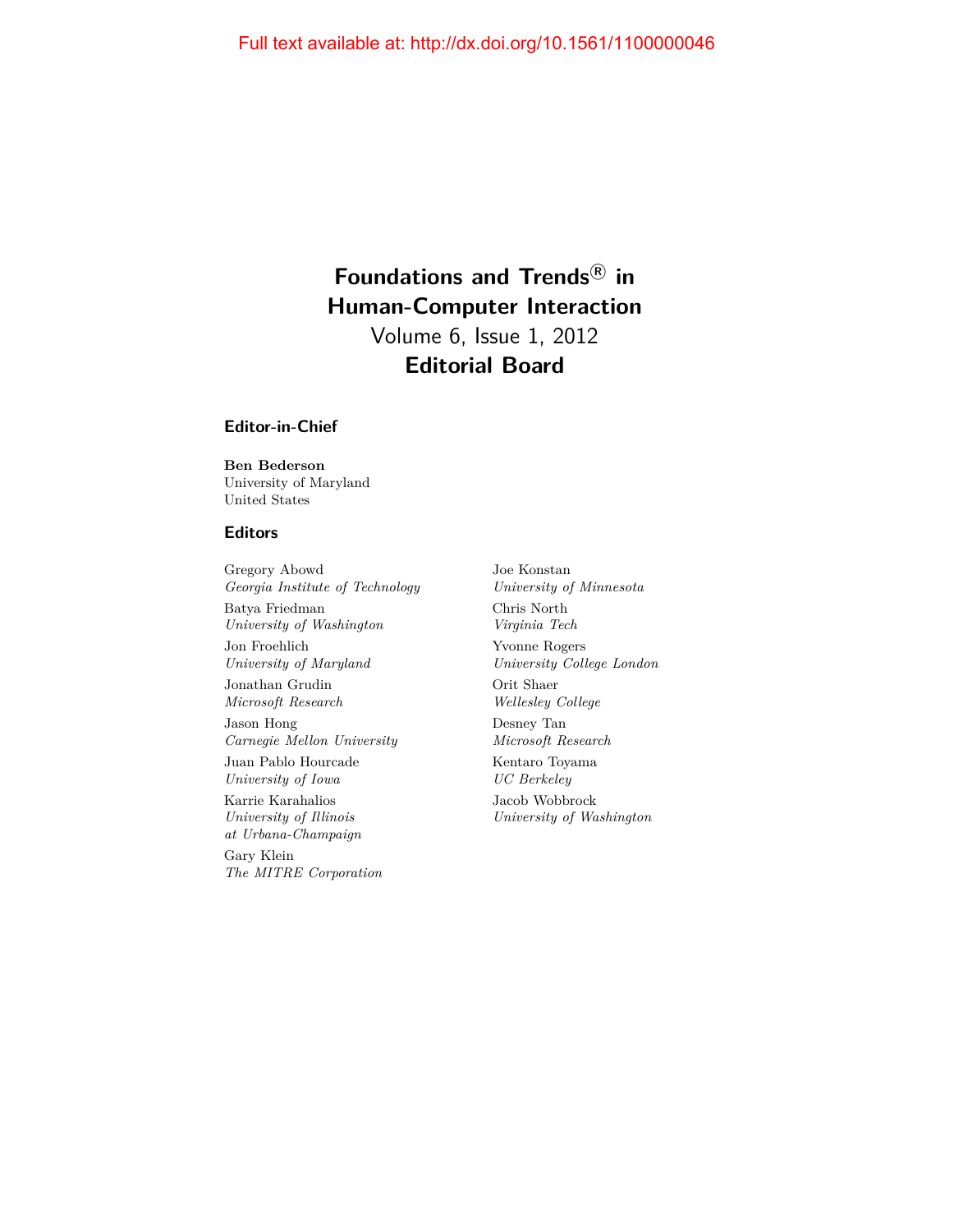# Foundations and Trends® in Human-Computer Interaction

Volume 6, Issue 1, 2012

## Editorial Board

### Editor-in-Chief

**Ben Bederson**
University of Maryland
United States

### Editors

Gregory Abowd
*Georgia Institute of Technology*

Batya Friedman
*University of Washington*

Jon Froehlich
*University of Maryland*

Jonathan Grudin
*Microsoft Research*

Jason Hong
*Carnegie Mellon University*

Juan Pablo Hourcade
*University of Iowa*

Karrie Karahalios
*University of Illinois at Urbana-Champaign*

Gary Klein
*The MITRE Corporation*

Joe Konstan
*University of Minnesota*

Chris North
*Virginia Tech*

Yvonne Rogers
*University College London*

Orit Shaer
*Wellesley College*

Desney Tan
*Microsoft Research*

Kentaro Toyama
*UC Berkeley*

Jacob Wobbrock
*University of Washington*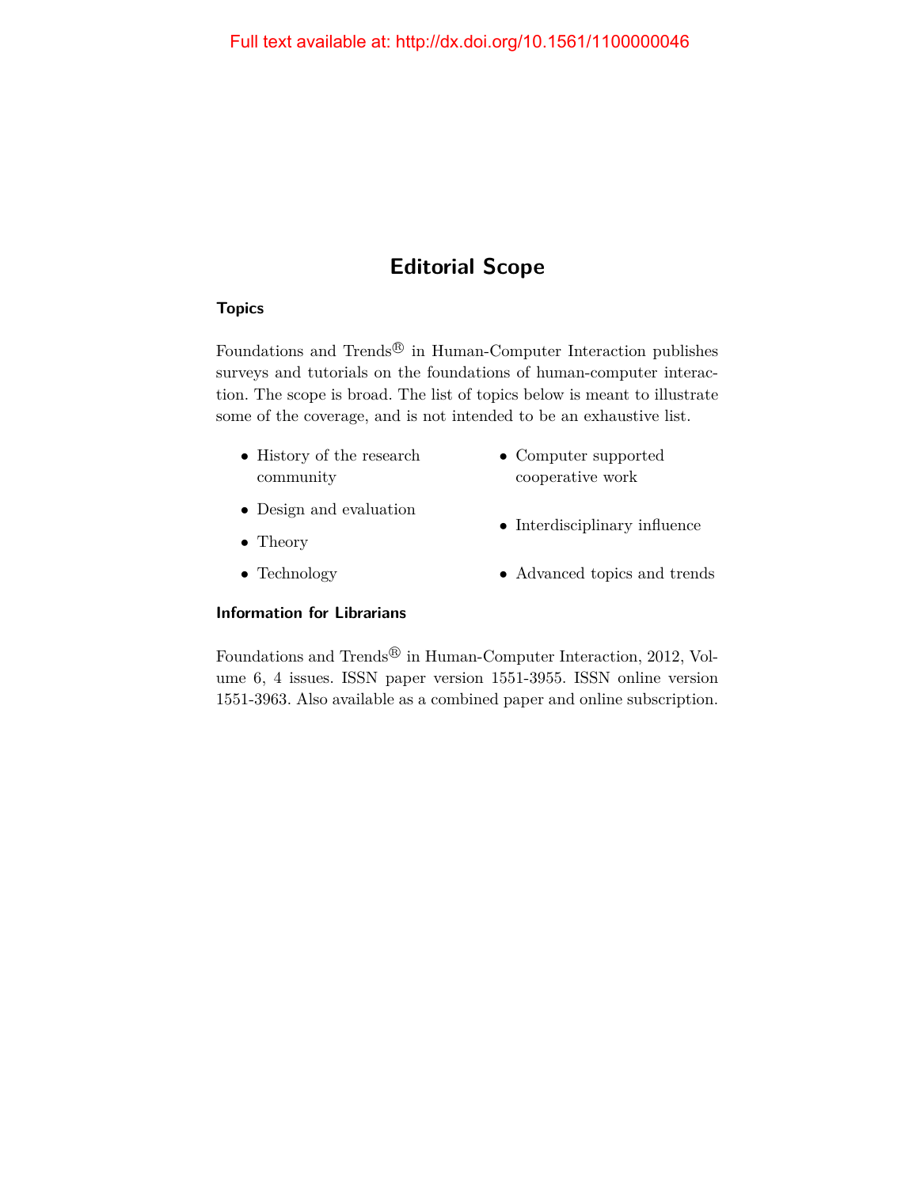Full text available at: http://dx.doi.org/10.1561/1100000046

# Editorial Scope

### Topics

Foundations and Trends® in Human-Computer Interaction publishes surveys and tutorials on the foundations of human-computer interaction. The scope is broad. The list of topics below is meant to illustrate some of the coverage, and is not intended to be an exhaustive list.

- History of the research community
- Design and evaluation
- Theory
- Technology
- Computer supported cooperative work
- Interdisciplinary influence
- Advanced topics and trends

### Information for Librarians

Foundations and Trends® in Human-Computer Interaction, 2012, Volume 6, 4 issues. ISSN paper version 1551-3955. ISSN online version 1551-3963. Also available as a combined paper and online subscription.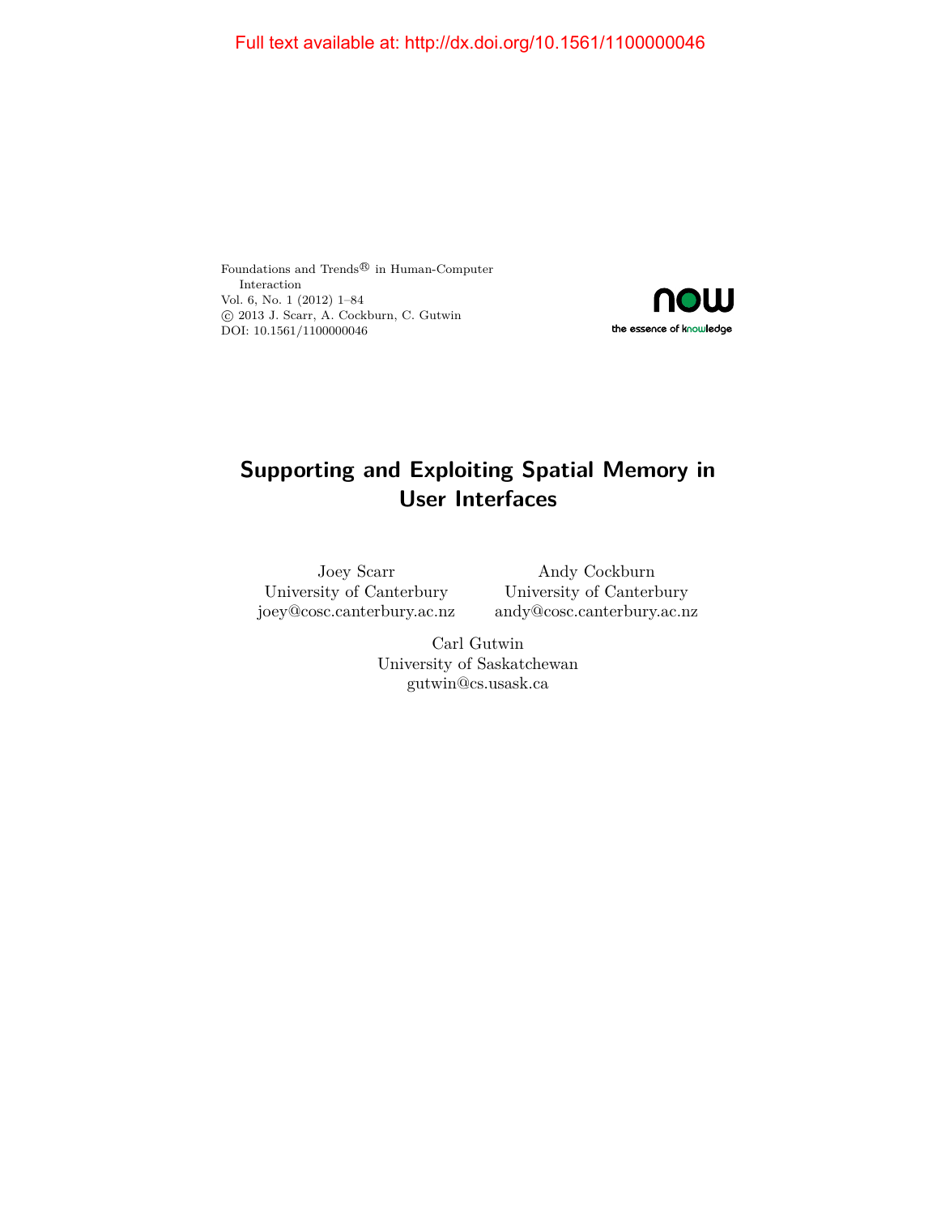Full text available at: http://dx.doi.org/10.1561/1100000046

Foundations and Trends® in Human-Computer Interaction
Vol. 6, No. 1 (2012) 1–84
© 2013 J. Scarr, A. Cockburn, C. Gutwin
DOI: 10.1561/1100000046

now
the essence of knowledge

# Supporting and Exploiting Spatial Memory in User Interfaces

Joey Scarr
University of Canterbury
joey@cosc.canterbury.ac.nz

Andy Cockburn
University of Canterbury
andy@cosc.canterbury.ac.nz

Carl Gutwin
University of Saskatchewan
gutwin@cs.usask.ca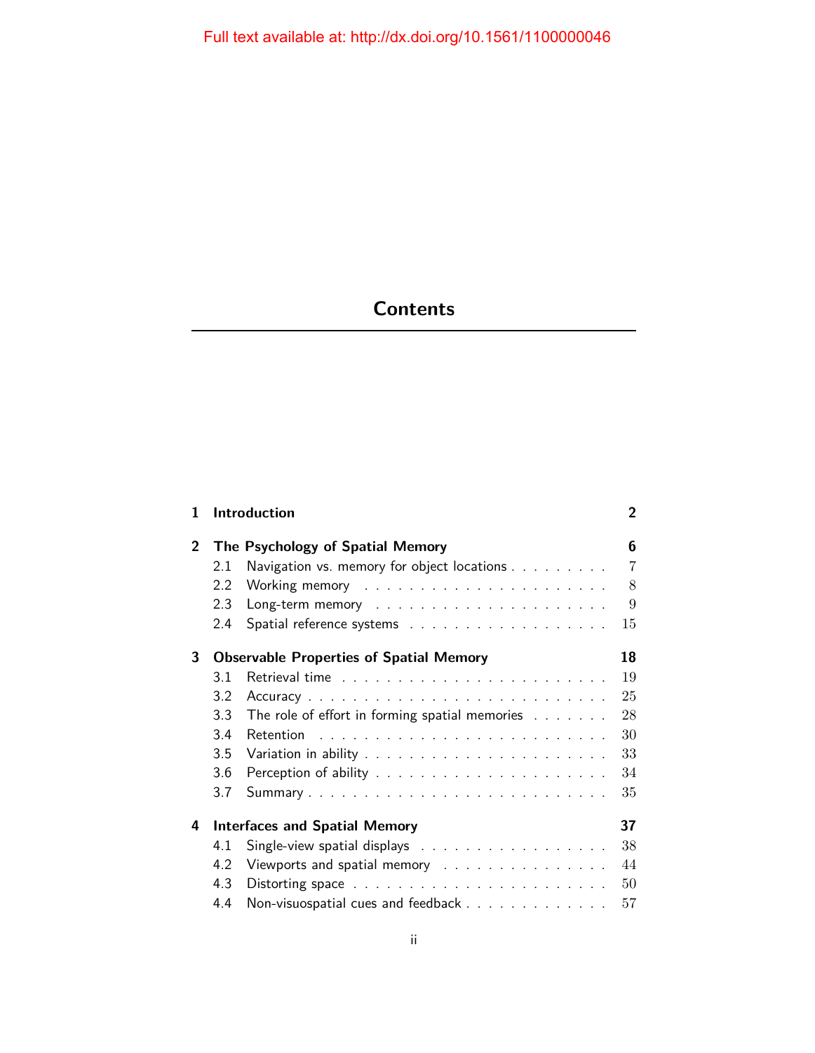Full text available at: http://dx.doi.org/10.1561/1100000046

# Contents

| | | |
|---|---|---|
| **1** | **Introduction** | **2** |
| **2** | **The Psychology of Spatial Memory** | **6** |
| 2.1 | Navigation vs. memory for object locations | 7 |
| 2.2 | Working memory | 8 |
| 2.3 | Long-term memory | 9 |
| 2.4 | Spatial reference systems | 15 |
| **3** | **Observable Properties of Spatial Memory** | **18** |
| 3.1 | Retrieval time | 19 |
| 3.2 | Accuracy | 25 |
| 3.3 | The role of effort in forming spatial memories | 28 |
| 3.4 | Retention | 30 |
| 3.5 | Variation in ability | 33 |
| 3.6 | Perception of ability | 34 |
| 3.7 | Summary | 35 |
| **4** | **Interfaces and Spatial Memory** | **37** |
| 4.1 | Single-view spatial displays | 38 |
| 4.2 | Viewports and spatial memory | 44 |
| 4.3 | Distorting space | 50 |
| 4.4 | Non-visuospatial cues and feedback | 57 |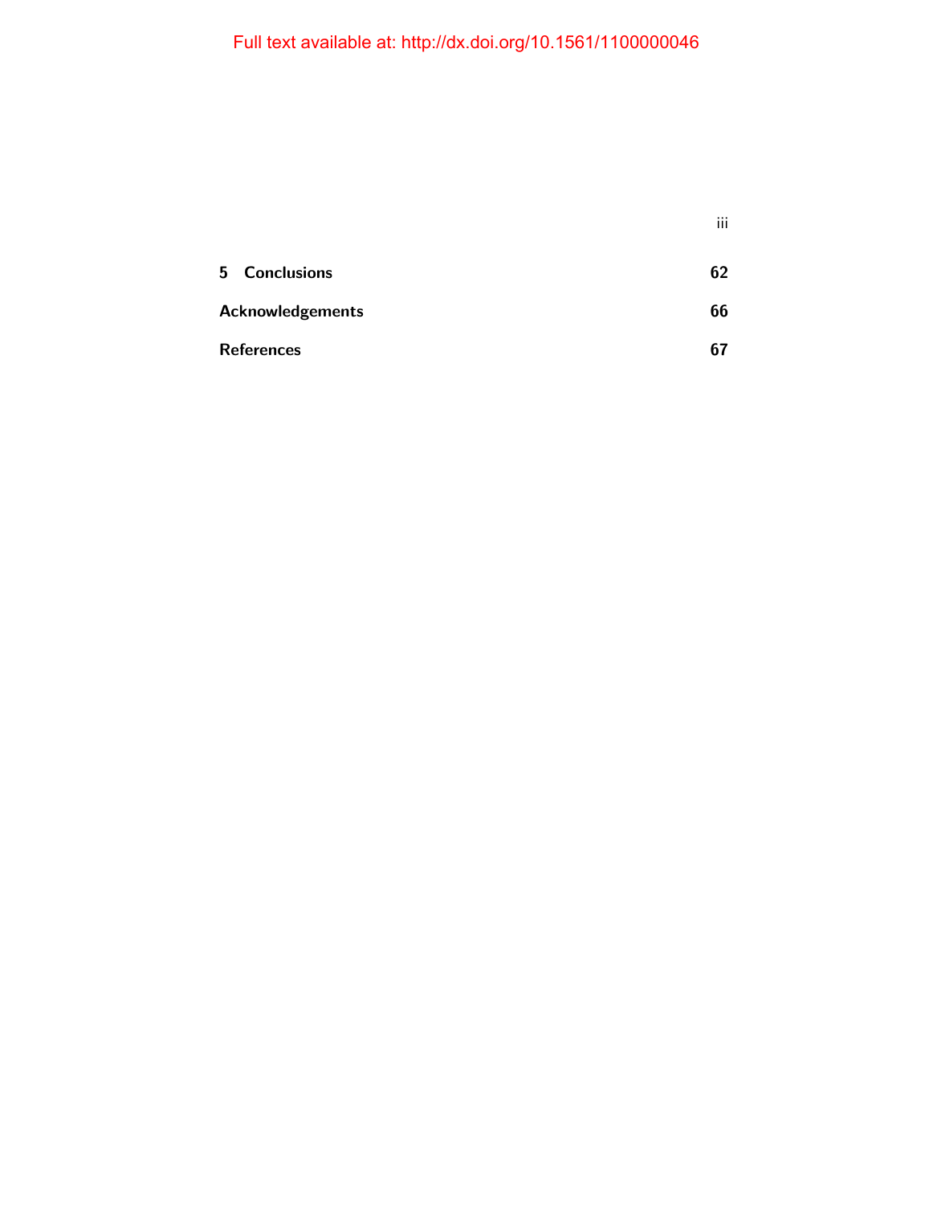| | |
|---|---|
| **5 Conclusions** | **62** |
| **Acknowledgements** | **66** |
| **References** | **67** |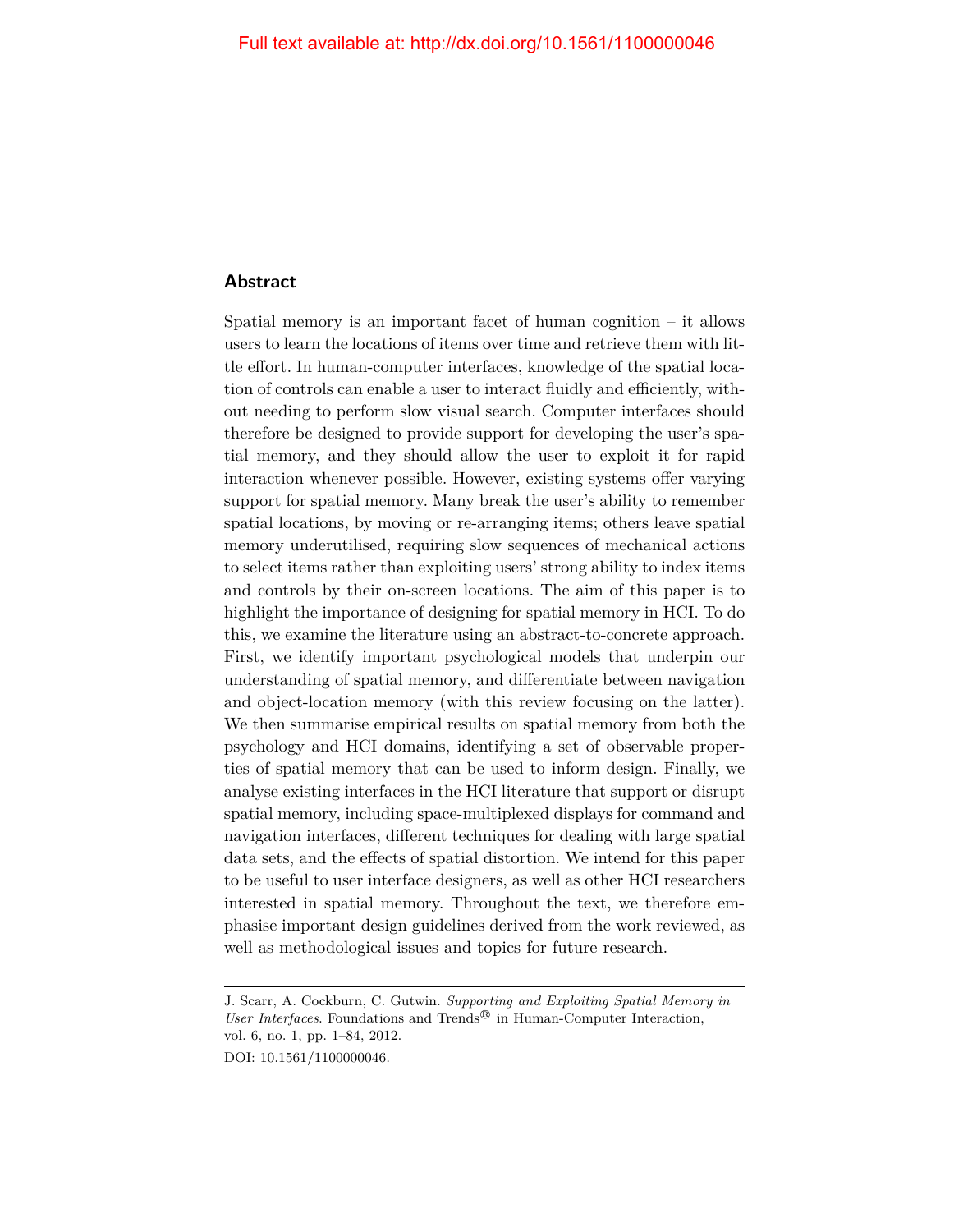## Abstract

Spatial memory is an important facet of human cognition – it allows users to learn the locations of items over time and retrieve them with little effort. In human-computer interfaces, knowledge of the spatial location of controls can enable a user to interact fluidly and efficiently, without needing to perform slow visual search. Computer interfaces should therefore be designed to provide support for developing the user's spatial memory, and they should allow the user to exploit it for rapid interaction whenever possible. However, existing systems offer varying support for spatial memory. Many break the user's ability to remember spatial locations, by moving or re-arranging items; others leave spatial memory underutilised, requiring slow sequences of mechanical actions to select items rather than exploiting users' strong ability to index items and controls by their on-screen locations. The aim of this paper is to highlight the importance of designing for spatial memory in HCI. To do this, we examine the literature using an abstract-to-concrete approach. First, we identify important psychological models that underpin our understanding of spatial memory, and differentiate between navigation and object-location memory (with this review focusing on the latter). We then summarise empirical results on spatial memory from both the psychology and HCI domains, identifying a set of observable properties of spatial memory that can be used to inform design. Finally, we analyse existing interfaces in the HCI literature that support or disrupt spatial memory, including space-multiplexed displays for command and navigation interfaces, different techniques for dealing with large spatial data sets, and the effects of spatial distortion. We intend for this paper to be useful to user interface designers, as well as other HCI researchers interested in spatial memory. Throughout the text, we therefore emphasise important design guidelines derived from the work reviewed, as well as methodological issues and topics for future research.

---

J. Scarr, A. Cockburn, C. Gutwin. *Supporting and Exploiting Spatial Memory in User Interfaces*. Foundations and Trends® in Human-Computer Interaction, vol. 6, no. 1, pp. 1–84, 2012.

DOI: 10.1561/1100000046.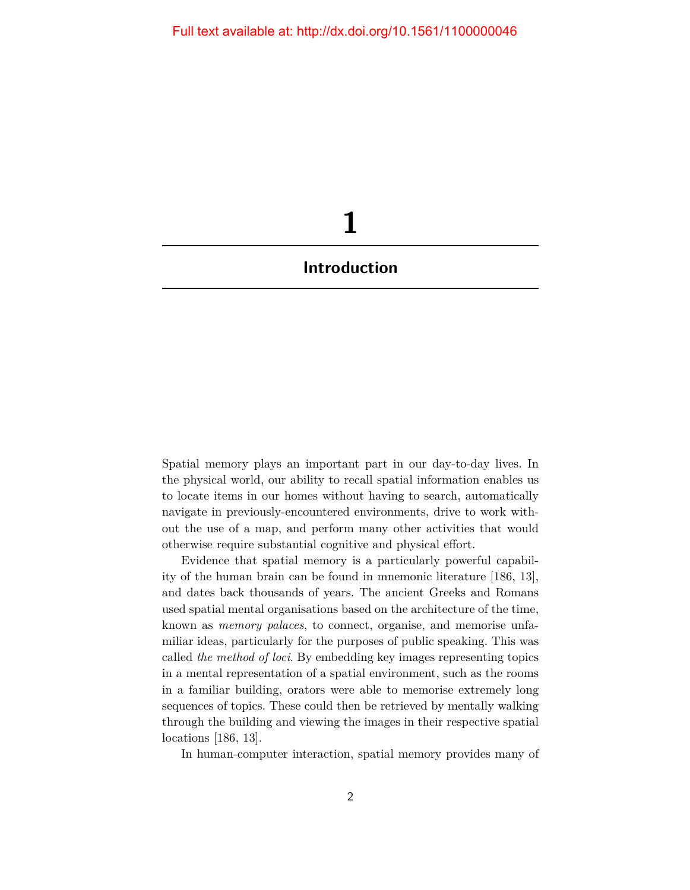# 1 Introduction

Spatial memory plays an important part in our day-to-day lives. In the physical world, our ability to recall spatial information enables us to locate items in our homes without having to search, automatically navigate in previously-encountered environments, drive to work without the use of a map, and perform many other activities that would otherwise require substantial cognitive and physical effort.

Evidence that spatial memory is a particularly powerful capability of the human brain can be found in mnemonic literature [186, 13], and dates back thousands of years. The ancient Greeks and Romans used spatial mental organisations based on the architecture of the time, known as *memory palaces*, to connect, organise, and memorise unfamiliar ideas, particularly for the purposes of public speaking. This was called *the method of loci*. By embedding key images representing topics in a mental representation of a spatial environment, such as the rooms in a familiar building, orators were able to memorise extremely long sequences of topics. These could then be retrieved by mentally walking through the building and viewing the images in their respective spatial locations [186, 13].

In human-computer interaction, spatial memory provides many of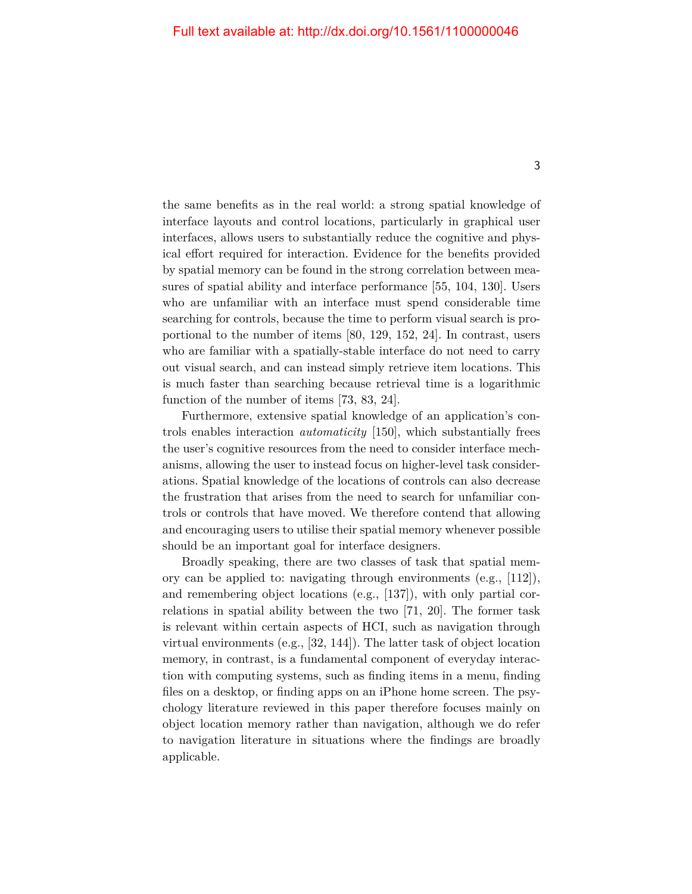the same benefits as in the real world: a strong spatial knowledge of interface layouts and control locations, particularly in graphical user interfaces, allows users to substantially reduce the cognitive and physical effort required for interaction. Evidence for the benefits provided by spatial memory can be found in the strong correlation between measures of spatial ability and interface performance [55, 104, 130]. Users who are unfamiliar with an interface must spend considerable time searching for controls, because the time to perform visual search is proportional to the number of items [80, 129, 152, 24]. In contrast, users who are familiar with a spatially-stable interface do not need to carry out visual search, and can instead simply retrieve item locations. This is much faster than searching because retrieval time is a logarithmic function of the number of items [73, 83, 24].

Furthermore, extensive spatial knowledge of an application's controls enables interaction *automaticity* [150], which substantially frees the user's cognitive resources from the need to consider interface mechanisms, allowing the user to instead focus on higher-level task considerations. Spatial knowledge of the locations of controls can also decrease the frustration that arises from the need to search for unfamiliar controls or controls that have moved. We therefore contend that allowing and encouraging users to utilise their spatial memory whenever possible should be an important goal for interface designers.

Broadly speaking, there are two classes of task that spatial memory can be applied to: navigating through environments (e.g., [112]), and remembering object locations (e.g., [137]), with only partial correlations in spatial ability between the two [71, 20]. The former task is relevant within certain aspects of HCI, such as navigation through virtual environments (e.g., [32, 144]). The latter task of object location memory, in contrast, is a fundamental component of everyday interaction with computing systems, such as finding items in a menu, finding files on a desktop, or finding apps on an iPhone home screen. The psychology literature reviewed in this paper therefore focuses mainly on object location memory rather than navigation, although we do refer to navigation literature in situations where the findings are broadly applicable.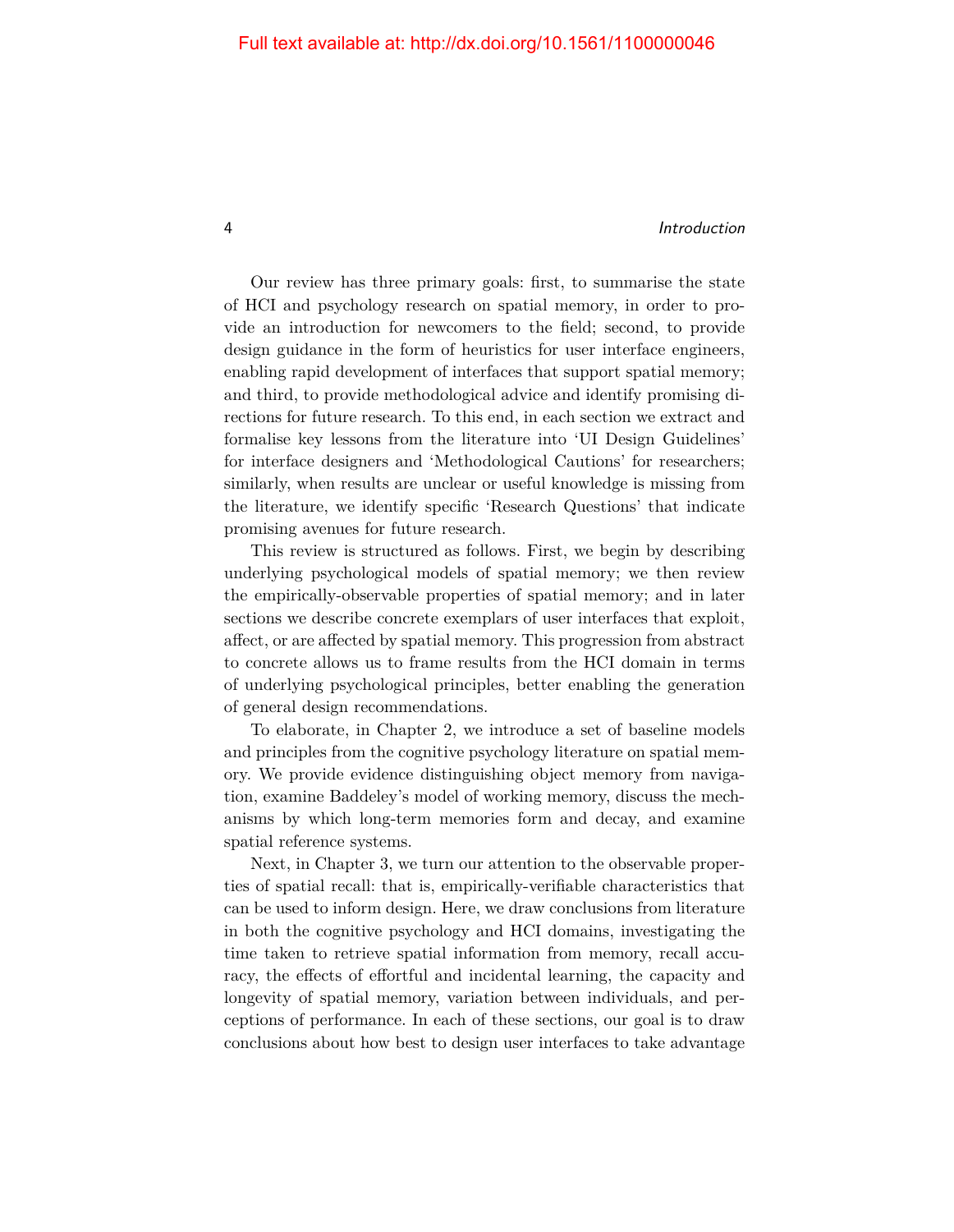Our review has three primary goals: first, to summarise the state of HCI and psychology research on spatial memory, in order to provide an introduction for newcomers to the field; second, to provide design guidance in the form of heuristics for user interface engineers, enabling rapid development of interfaces that support spatial memory; and third, to provide methodological advice and identify promising directions for future research. To this end, in each section we extract and formalise key lessons from the literature into 'UI Design Guidelines' for interface designers and 'Methodological Cautions' for researchers; similarly, when results are unclear or useful knowledge is missing from the literature, we identify specific 'Research Questions' that indicate promising avenues for future research.

This review is structured as follows. First, we begin by describing underlying psychological models of spatial memory; we then review the empirically-observable properties of spatial memory; and in later sections we describe concrete exemplars of user interfaces that exploit, affect, or are affected by spatial memory. This progression from abstract to concrete allows us to frame results from the HCI domain in terms of underlying psychological principles, better enabling the generation of general design recommendations.

To elaborate, in Chapter 2, we introduce a set of baseline models and principles from the cognitive psychology literature on spatial memory. We provide evidence distinguishing object memory from navigation, examine Baddeley's model of working memory, discuss the mechanisms by which long-term memories form and decay, and examine spatial reference systems.

Next, in Chapter 3, we turn our attention to the observable properties of spatial recall: that is, empirically-verifiable characteristics that can be used to inform design. Here, we draw conclusions from literature in both the cognitive psychology and HCI domains, investigating the time taken to retrieve spatial information from memory, recall accuracy, the effects of effortful and incidental learning, the capacity and longevity of spatial memory, variation between individuals, and perceptions of performance. In each of these sections, our goal is to draw conclusions about how best to design user interfaces to take advantage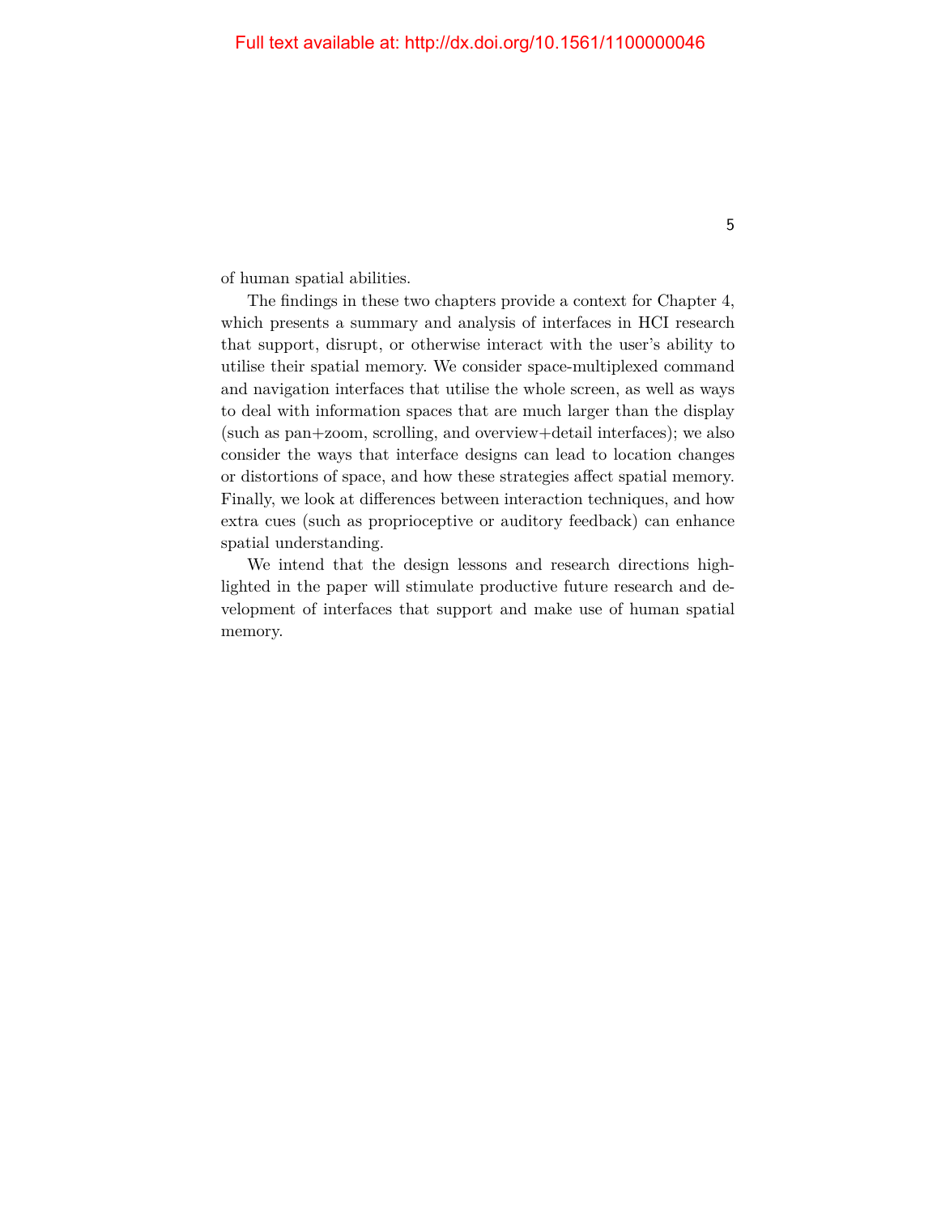of human spatial abilities.

The findings in these two chapters provide a context for Chapter 4, which presents a summary and analysis of interfaces in HCI research that support, disrupt, or otherwise interact with the user's ability to utilise their spatial memory. We consider space-multiplexed command and navigation interfaces that utilise the whole screen, as well as ways to deal with information spaces that are much larger than the display (such as pan+zoom, scrolling, and overview+detail interfaces); we also consider the ways that interface designs can lead to location changes or distortions of space, and how these strategies affect spatial memory. Finally, we look at differences between interaction techniques, and how extra cues (such as proprioceptive or auditory feedback) can enhance spatial understanding.

We intend that the design lessons and research directions highlighted in the paper will stimulate productive future research and development of interfaces that support and make use of human spatial memory.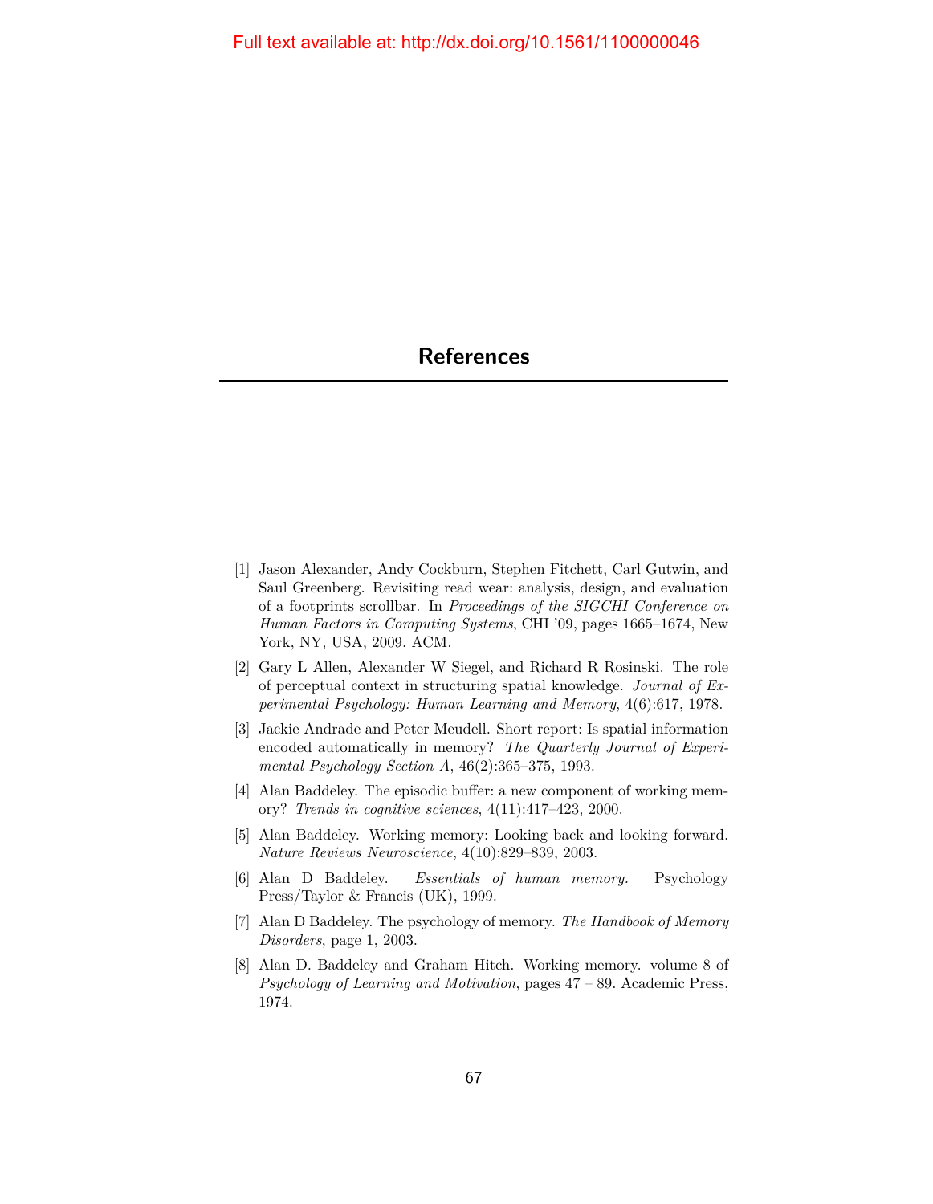# References

[1] Jason Alexander, Andy Cockburn, Stephen Fitchett, Carl Gutwin, and Saul Greenberg. Revisiting read wear: analysis, design, and evaluation of a footprints scrollbar. In *Proceedings of the SIGCHI Conference on Human Factors in Computing Systems*, CHI '09, pages 1665–1674, New York, NY, USA, 2009. ACM.

[2] Gary L Allen, Alexander W Siegel, and Richard R Rosinski. The role of perceptual context in structuring spatial knowledge. *Journal of Experimental Psychology: Human Learning and Memory*, 4(6):617, 1978.

[3] Jackie Andrade and Peter Meudell. Short report: Is spatial information encoded automatically in memory? *The Quarterly Journal of Experimental Psychology Section A*, 46(2):365–375, 1993.

[4] Alan Baddeley. The episodic buffer: a new component of working memory? *Trends in cognitive sciences*, 4(11):417–423, 2000.

[5] Alan Baddeley. Working memory: Looking back and looking forward. *Nature Reviews Neuroscience*, 4(10):829–839, 2003.

[6] Alan D Baddeley. *Essentials of human memory.* Psychology Press/Taylor & Francis (UK), 1999.

[7] Alan D Baddeley. The psychology of memory. *The Handbook of Memory Disorders*, page 1, 2003.

[8] Alan D. Baddeley and Graham Hitch. Working memory. volume 8 of *Psychology of Learning and Motivation*, pages 47 – 89. Academic Press, 1974.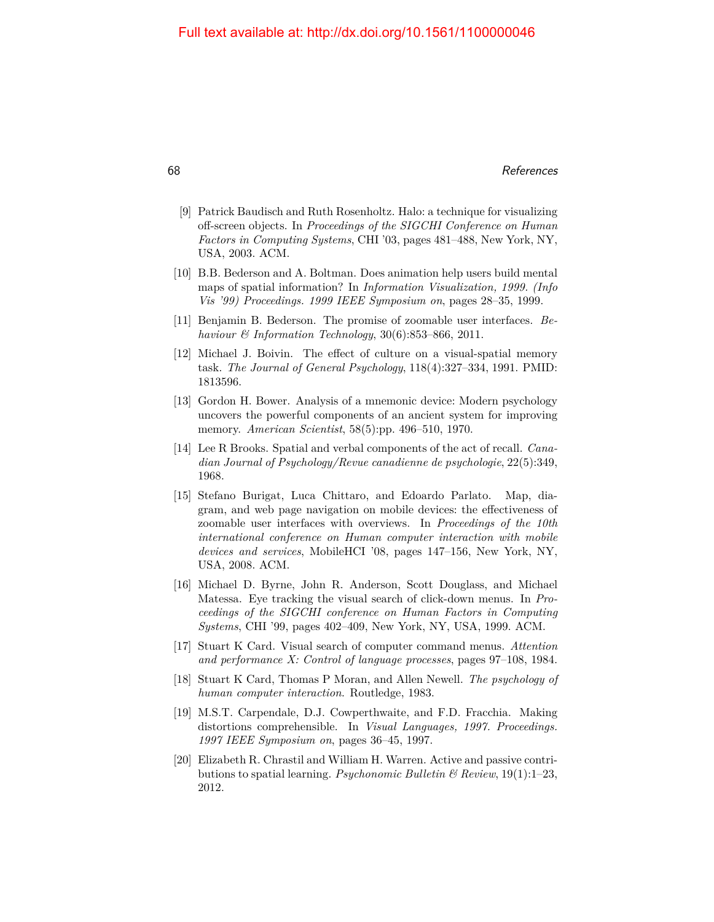[9] Patrick Baudisch and Ruth Rosenholtz. Halo: a technique for visualizing off-screen objects. In *Proceedings of the SIGCHI Conference on Human Factors in Computing Systems*, CHI '03, pages 481–488, New York, NY, USA, 2003. ACM.

[10] B.B. Bederson and A. Boltman. Does animation help users build mental maps of spatial information? In *Information Visualization, 1999. (Info Vis '99) Proceedings. 1999 IEEE Symposium on*, pages 28–35, 1999.

[11] Benjamin B. Bederson. The promise of zoomable user interfaces. *Behaviour & Information Technology*, 30(6):853–866, 2011.

[12] Michael J. Boivin. The effect of culture on a visual-spatial memory task. *The Journal of General Psychology*, 118(4):327–334, 1991. PMID: 1813596.

[13] Gordon H. Bower. Analysis of a mnemonic device: Modern psychology uncovers the powerful components of an ancient system for improving memory. *American Scientist*, 58(5):pp. 496–510, 1970.

[14] Lee R Brooks. Spatial and verbal components of the act of recall. *Canadian Journal of Psychology/Revue canadienne de psychologie*, 22(5):349, 1968.

[15] Stefano Burigat, Luca Chittaro, and Edoardo Parlato. Map, diagram, and web page navigation on mobile devices: the effectiveness of zoomable user interfaces with overviews. In *Proceedings of the 10th international conference on Human computer interaction with mobile devices and services*, MobileHCI '08, pages 147–156, New York, NY, USA, 2008. ACM.

[16] Michael D. Byrne, John R. Anderson, Scott Douglass, and Michael Matessa. Eye tracking the visual search of click-down menus. In *Proceedings of the SIGCHI conference on Human Factors in Computing Systems*, CHI '99, pages 402–409, New York, NY, USA, 1999. ACM.

[17] Stuart K Card. Visual search of computer command menus. *Attention and performance X: Control of language processes*, pages 97–108, 1984.

[18] Stuart K Card, Thomas P Moran, and Allen Newell. *The psychology of human computer interaction*. Routledge, 1983.

[19] M.S.T. Carpendale, D.J. Cowperthwaite, and F.D. Fracchia. Making distortions comprehensible. In *Visual Languages, 1997. Proceedings. 1997 IEEE Symposium on*, pages 36–45, 1997.

[20] Elizabeth R. Chrastil and William H. Warren. Active and passive contributions to spatial learning. *Psychonomic Bulletin & Review*, 19(1):1–23, 2012.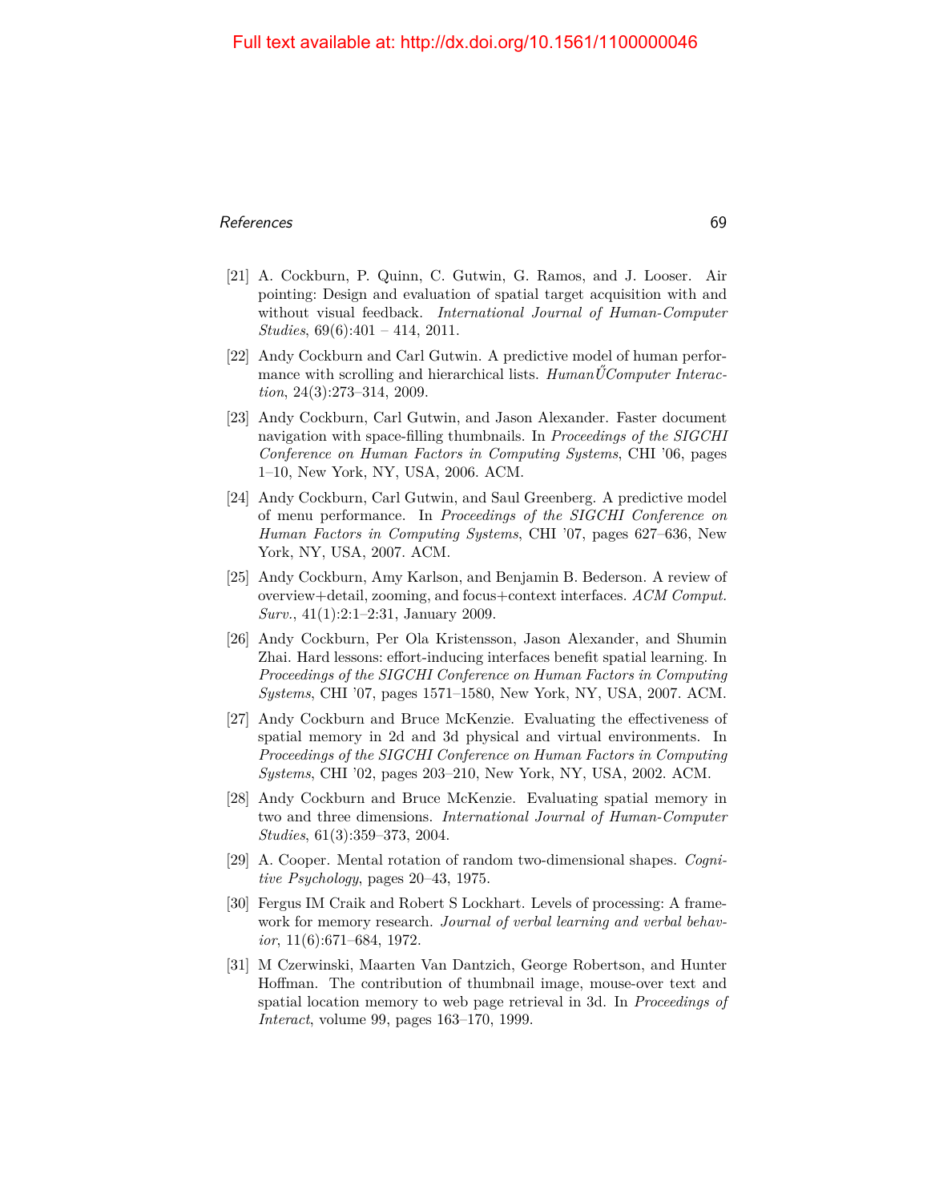[21] A. Cockburn, P. Quinn, C. Gutwin, G. Ramos, and J. Looser. Air pointing: Design and evaluation of spatial target acquisition with and without visual feedback. *International Journal of Human-Computer Studies*, 69(6):401 – 414, 2011.

[22] Andy Cockburn and Carl Gutwin. A predictive model of human performance with scrolling and hierarchical lists. *HumanŰComputer Interaction*, 24(3):273–314, 2009.

[23] Andy Cockburn, Carl Gutwin, and Jason Alexander. Faster document navigation with space-filling thumbnails. In *Proceedings of the SIGCHI Conference on Human Factors in Computing Systems*, CHI '06, pages 1–10, New York, NY, USA, 2006. ACM.

[24] Andy Cockburn, Carl Gutwin, and Saul Greenberg. A predictive model of menu performance. In *Proceedings of the SIGCHI Conference on Human Factors in Computing Systems*, CHI '07, pages 627–636, New York, NY, USA, 2007. ACM.

[25] Andy Cockburn, Amy Karlson, and Benjamin B. Bederson. A review of overview+detail, zooming, and focus+context interfaces. *ACM Comput. Surv.*, 41(1):2:1–2:31, January 2009.

[26] Andy Cockburn, Per Ola Kristensson, Jason Alexander, and Shumin Zhai. Hard lessons: effort-inducing interfaces benefit spatial learning. In *Proceedings of the SIGCHI Conference on Human Factors in Computing Systems*, CHI '07, pages 1571–1580, New York, NY, USA, 2007. ACM.

[27] Andy Cockburn and Bruce McKenzie. Evaluating the effectiveness of spatial memory in 2d and 3d physical and virtual environments. In *Proceedings of the SIGCHI Conference on Human Factors in Computing Systems*, CHI '02, pages 203–210, New York, NY, USA, 2002. ACM.

[28] Andy Cockburn and Bruce McKenzie. Evaluating spatial memory in two and three dimensions. *International Journal of Human-Computer Studies*, 61(3):359–373, 2004.

[29] A. Cooper. Mental rotation of random two-dimensional shapes. *Cognitive Psychology*, pages 20–43, 1975.

[30] Fergus IM Craik and Robert S Lockhart. Levels of processing: A framework for memory research. *Journal of verbal learning and verbal behavior*, 11(6):671–684, 1972.

[31] M Czerwinski, Maarten Van Dantzich, George Robertson, and Hunter Hoffman. The contribution of thumbnail image, mouse-over text and spatial location memory to web page retrieval in 3d. In *Proceedings of Interact*, volume 99, pages 163–170, 1999.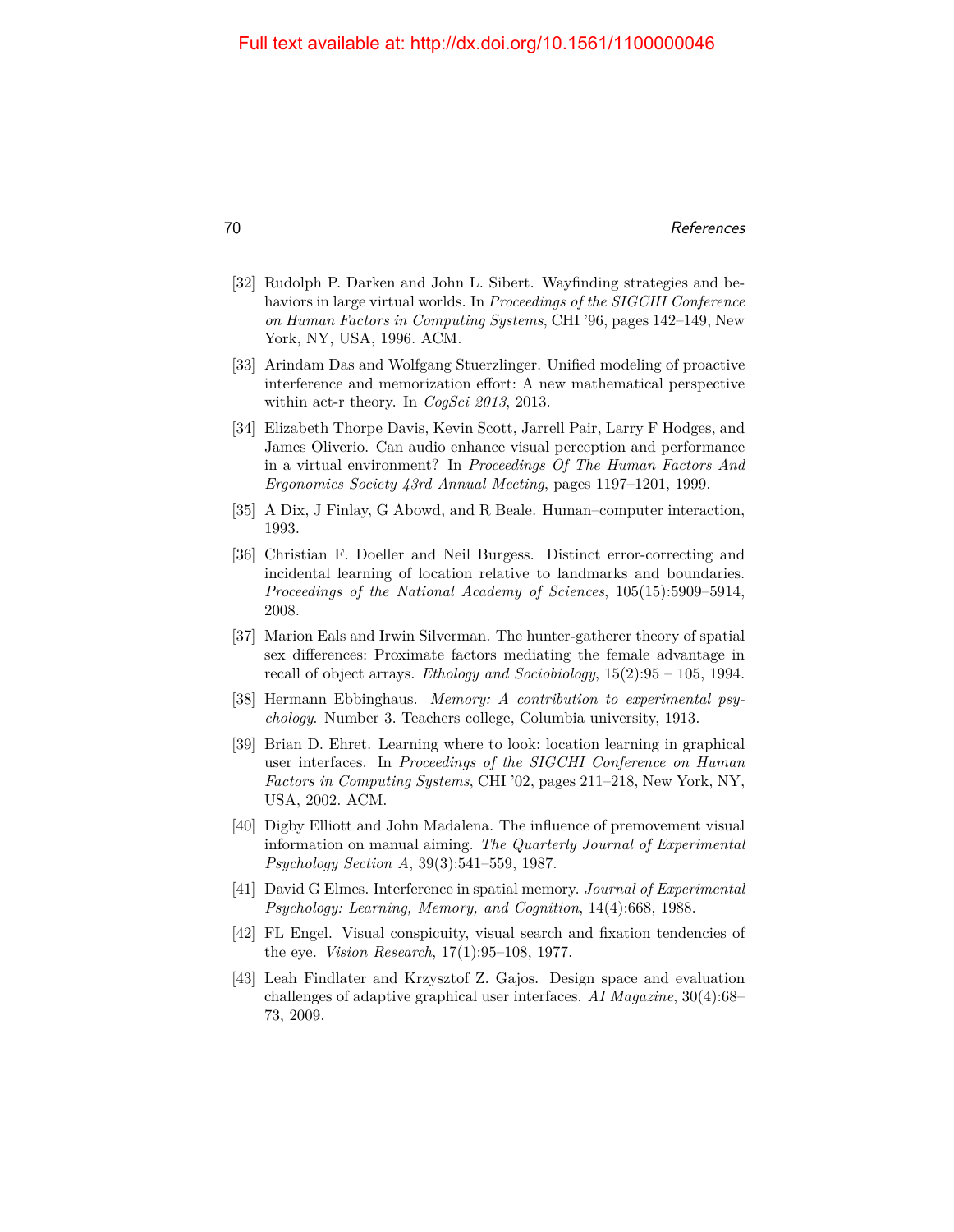[32] Rudolph P. Darken and John L. Sibert. Wayfinding strategies and behaviors in large virtual worlds. In *Proceedings of the SIGCHI Conference on Human Factors in Computing Systems*, CHI '96, pages 142–149, New York, NY, USA, 1996. ACM.

[33] Arindam Das and Wolfgang Stuerzlinger. Unified modeling of proactive interference and memorization effort: A new mathematical perspective within act-r theory. In *CogSci 2013*, 2013.

[34] Elizabeth Thorpe Davis, Kevin Scott, Jarrell Pair, Larry F Hodges, and James Oliverio. Can audio enhance visual perception and performance in a virtual environment? In *Proceedings Of The Human Factors And Ergonomics Society 43rd Annual Meeting*, pages 1197–1201, 1999.

[35] A Dix, J Finlay, G Abowd, and R Beale. Human–computer interaction, 1993.

[36] Christian F. Doeller and Neil Burgess. Distinct error-correcting and incidental learning of location relative to landmarks and boundaries. *Proceedings of the National Academy of Sciences*, 105(15):5909–5914, 2008.

[37] Marion Eals and Irwin Silverman. The hunter-gatherer theory of spatial sex differences: Proximate factors mediating the female advantage in recall of object arrays. *Ethology and Sociobiology*, 15(2):95 – 105, 1994.

[38] Hermann Ebbinghaus. *Memory: A contribution to experimental psychology*. Number 3. Teachers college, Columbia university, 1913.

[39] Brian D. Ehret. Learning where to look: location learning in graphical user interfaces. In *Proceedings of the SIGCHI Conference on Human Factors in Computing Systems*, CHI '02, pages 211–218, New York, NY, USA, 2002. ACM.

[40] Digby Elliott and John Madalena. The influence of premovement visual information on manual aiming. *The Quarterly Journal of Experimental Psychology Section A*, 39(3):541–559, 1987.

[41] David G Elmes. Interference in spatial memory. *Journal of Experimental Psychology: Learning, Memory, and Cognition*, 14(4):668, 1988.

[42] FL Engel. Visual conspicuity, visual search and fixation tendencies of the eye. *Vision Research*, 17(1):95–108, 1977.

[43] Leah Findlater and Krzysztof Z. Gajos. Design space and evaluation challenges of adaptive graphical user interfaces. *AI Magazine*, 30(4):68–73, 2009.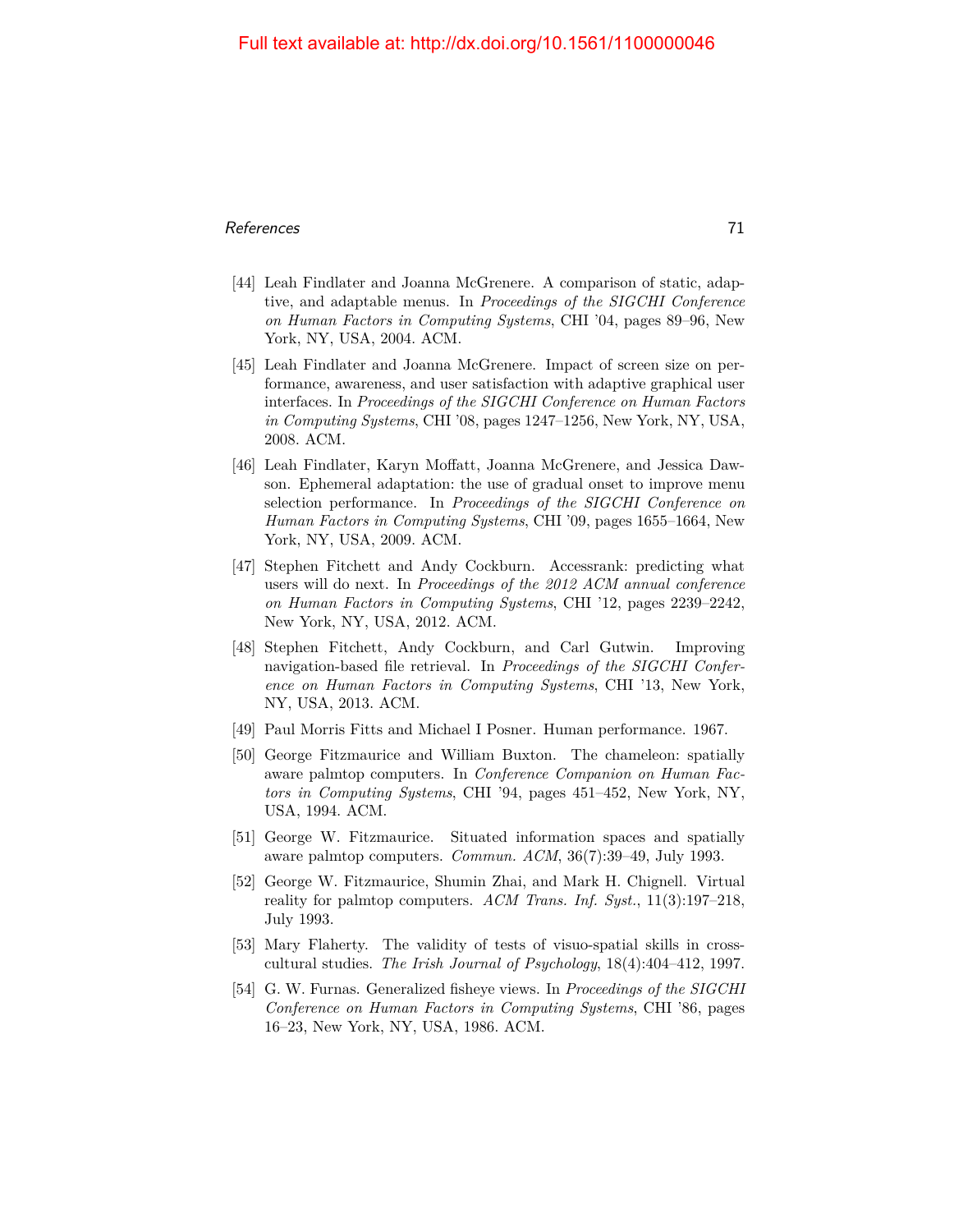[44] Leah Findlater and Joanna McGrenere. A comparison of static, adaptive, and adaptable menus. In *Proceedings of the SIGCHI Conference on Human Factors in Computing Systems*, CHI '04, pages 89–96, New York, NY, USA, 2004. ACM.

[45] Leah Findlater and Joanna McGrenere. Impact of screen size on performance, awareness, and user satisfaction with adaptive graphical user interfaces. In *Proceedings of the SIGCHI Conference on Human Factors in Computing Systems*, CHI '08, pages 1247–1256, New York, NY, USA, 2008. ACM.

[46] Leah Findlater, Karyn Moffatt, Joanna McGrenere, and Jessica Dawson. Ephemeral adaptation: the use of gradual onset to improve menu selection performance. In *Proceedings of the SIGCHI Conference on Human Factors in Computing Systems*, CHI '09, pages 1655–1664, New York, NY, USA, 2009. ACM.

[47] Stephen Fitchett and Andy Cockburn. Accessrank: predicting what users will do next. In *Proceedings of the 2012 ACM annual conference on Human Factors in Computing Systems*, CHI '12, pages 2239–2242, New York, NY, USA, 2012. ACM.

[48] Stephen Fitchett, Andy Cockburn, and Carl Gutwin. Improving navigation-based file retrieval. In *Proceedings of the SIGCHI Conference on Human Factors in Computing Systems*, CHI '13, New York, NY, USA, 2013. ACM.

[49] Paul Morris Fitts and Michael I Posner. Human performance. 1967.

[50] George Fitzmaurice and William Buxton. The chameleon: spatially aware palmtop computers. In *Conference Companion on Human Factors in Computing Systems*, CHI '94, pages 451–452, New York, NY, USA, 1994. ACM.

[51] George W. Fitzmaurice. Situated information spaces and spatially aware palmtop computers. *Commun. ACM*, 36(7):39–49, July 1993.

[52] George W. Fitzmaurice, Shumin Zhai, and Mark H. Chignell. Virtual reality for palmtop computers. *ACM Trans. Inf. Syst.*, 11(3):197–218, July 1993.

[53] Mary Flaherty. The validity of tests of visuo-spatial skills in cross-cultural studies. *The Irish Journal of Psychology*, 18(4):404–412, 1997.

[54] G. W. Furnas. Generalized fisheye views. In *Proceedings of the SIGCHI Conference on Human Factors in Computing Systems*, CHI '86, pages 16–23, New York, NY, USA, 1986. ACM.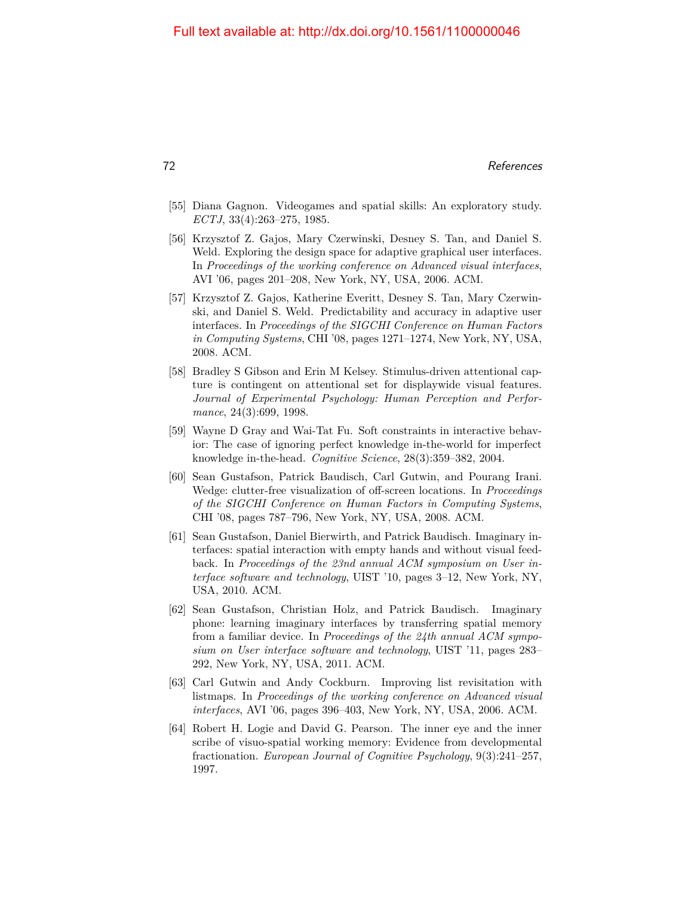[55] Diana Gagnon. Videogames and spatial skills: An exploratory study. *ECTJ*, 33(4):263–275, 1985.

[56] Krzysztof Z. Gajos, Mary Czerwinski, Desney S. Tan, and Daniel S. Weld. Exploring the design space for adaptive graphical user interfaces. In *Proceedings of the working conference on Advanced visual interfaces*, AVI '06, pages 201–208, New York, NY, USA, 2006. ACM.

[57] Krzysztof Z. Gajos, Katherine Everitt, Desney S. Tan, Mary Czerwinski, and Daniel S. Weld. Predictability and accuracy in adaptive user interfaces. In *Proceedings of the SIGCHI Conference on Human Factors in Computing Systems*, CHI '08, pages 1271–1274, New York, NY, USA, 2008. ACM.

[58] Bradley S Gibson and Erin M Kelsey. Stimulus-driven attentional capture is contingent on attentional set for displaywide visual features. *Journal of Experimental Psychology: Human Perception and Performance*, 24(3):699, 1998.

[59] Wayne D Gray and Wai-Tat Fu. Soft constraints in interactive behavior: The case of ignoring perfect knowledge in-the-world for imperfect knowledge in-the-head. *Cognitive Science*, 28(3):359–382, 2004.

[60] Sean Gustafson, Patrick Baudisch, Carl Gutwin, and Pourang Irani. Wedge: clutter-free visualization of off-screen locations. In *Proceedings of the SIGCHI Conference on Human Factors in Computing Systems*, CHI '08, pages 787–796, New York, NY, USA, 2008. ACM.

[61] Sean Gustafson, Daniel Bierwirth, and Patrick Baudisch. Imaginary interfaces: spatial interaction with empty hands and without visual feedback. In *Proceedings of the 23nd annual ACM symposium on User interface software and technology*, UIST '10, pages 3–12, New York, NY, USA, 2010. ACM.

[62] Sean Gustafson, Christian Holz, and Patrick Baudisch. Imaginary phone: learning imaginary interfaces by transferring spatial memory from a familiar device. In *Proceedings of the 24th annual ACM symposium on User interface software and technology*, UIST '11, pages 283–292, New York, NY, USA, 2011. ACM.

[63] Carl Gutwin and Andy Cockburn. Improving list revisitation with listmaps. In *Proceedings of the working conference on Advanced visual interfaces*, AVI '06, pages 396–403, New York, NY, USA, 2006. ACM.

[64] Robert H. Logie and David G. Pearson. The inner eye and the inner scribe of visuo-spatial working memory: Evidence from developmental fractionation. *European Journal of Cognitive Psychology*, 9(3):241–257, 1997.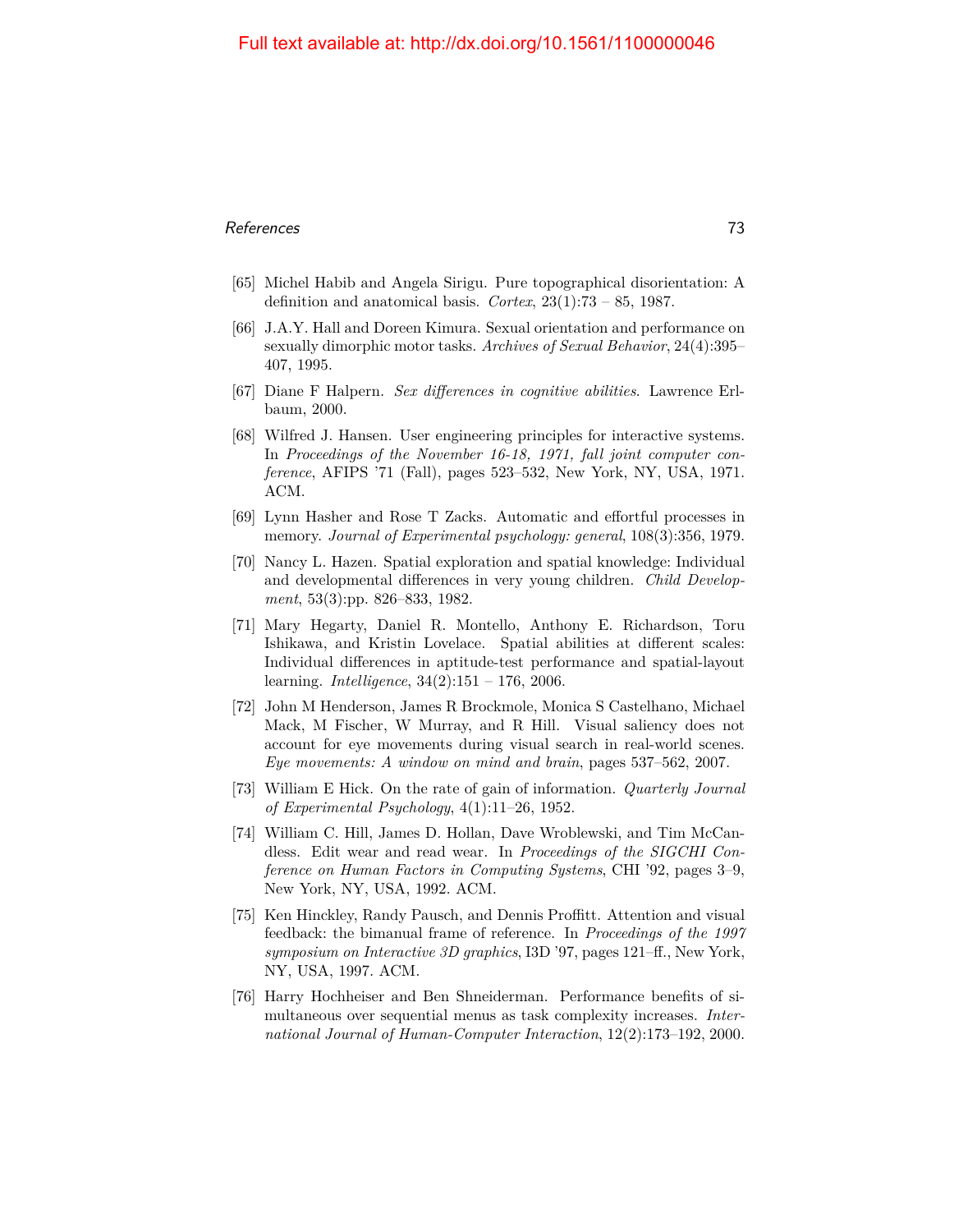[65] Michel Habib and Angela Sirigu. Pure topographical disorientation: A definition and anatomical basis. *Cortex*, 23(1):73 – 85, 1987.

[66] J.A.Y. Hall and Doreen Kimura. Sexual orientation and performance on sexually dimorphic motor tasks. *Archives of Sexual Behavior*, 24(4):395–407, 1995.

[67] Diane F Halpern. *Sex differences in cognitive abilities*. Lawrence Erlbaum, 2000.

[68] Wilfred J. Hansen. User engineering principles for interactive systems. In *Proceedings of the November 16-18, 1971, fall joint computer conference*, AFIPS '71 (Fall), pages 523–532, New York, NY, USA, 1971. ACM.

[69] Lynn Hasher and Rose T Zacks. Automatic and effortful processes in memory. *Journal of Experimental psychology: general*, 108(3):356, 1979.

[70] Nancy L. Hazen. Spatial exploration and spatial knowledge: Individual and developmental differences in very young children. *Child Development*, 53(3):pp. 826–833, 1982.

[71] Mary Hegarty, Daniel R. Montello, Anthony E. Richardson, Toru Ishikawa, and Kristin Lovelace. Spatial abilities at different scales: Individual differences in aptitude-test performance and spatial-layout learning. *Intelligence*, 34(2):151 – 176, 2006.

[72] John M Henderson, James R Brockmole, Monica S Castelhano, Michael Mack, M Fischer, W Murray, and R Hill. Visual saliency does not account for eye movements during visual search in real-world scenes. *Eye movements: A window on mind and brain*, pages 537–562, 2007.

[73] William E Hick. On the rate of gain of information. *Quarterly Journal of Experimental Psychology*, 4(1):11–26, 1952.

[74] William C. Hill, James D. Hollan, Dave Wroblewski, and Tim McCandless. Edit wear and read wear. In *Proceedings of the SIGCHI Conference on Human Factors in Computing Systems*, CHI '92, pages 3–9, New York, NY, USA, 1992. ACM.

[75] Ken Hinckley, Randy Pausch, and Dennis Proffitt. Attention and visual feedback: the bimanual frame of reference. In *Proceedings of the 1997 symposium on Interactive 3D graphics*, I3D '97, pages 121–ff., New York, NY, USA, 1997. ACM.

[76] Harry Hochheiser and Ben Shneiderman. Performance benefits of simultaneous over sequential menus as task complexity increases. *International Journal of Human-Computer Interaction*, 12(2):173–192, 2000.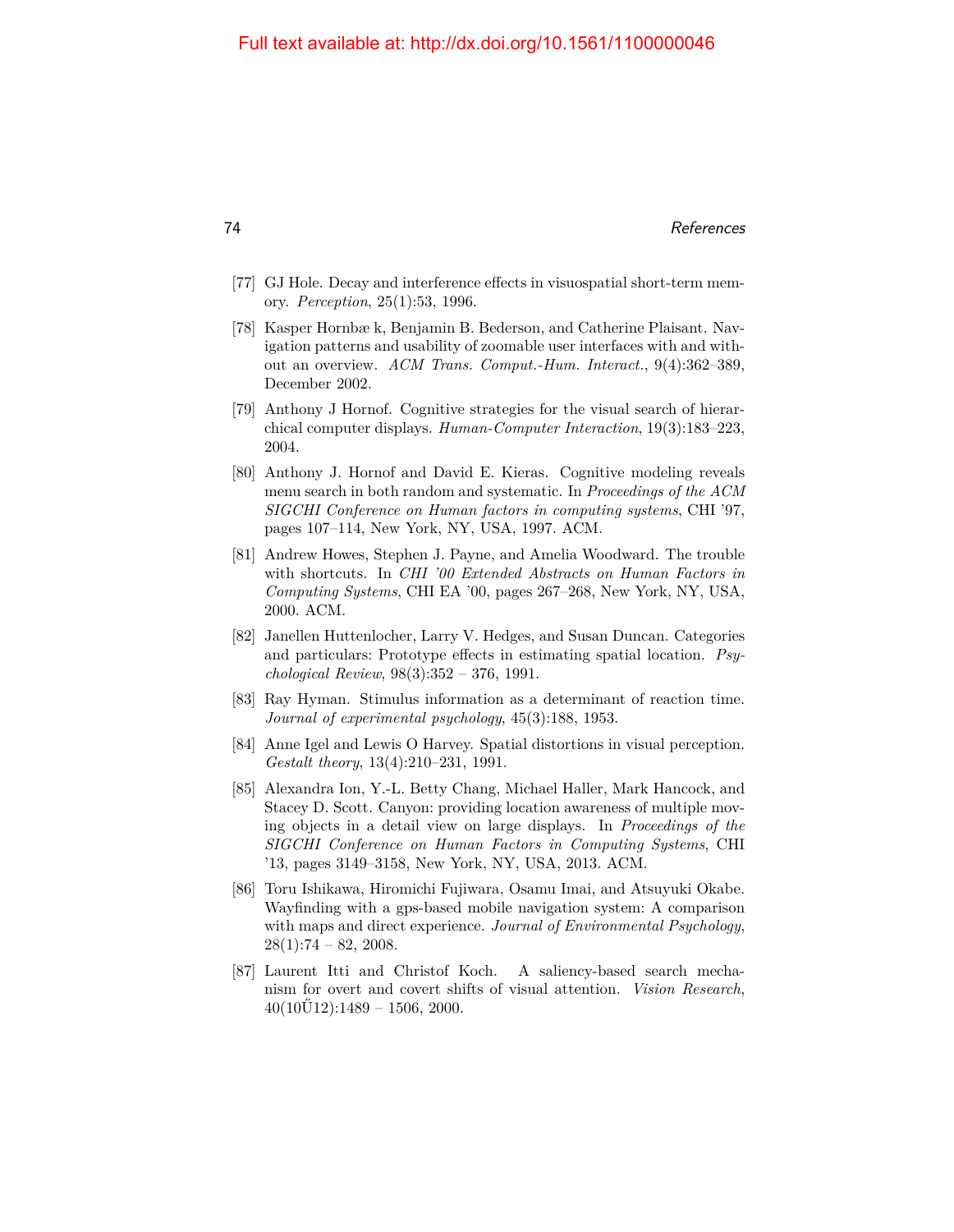[77] GJ Hole. Decay and interference effects in visuospatial short-term memory. *Perception*, 25(1):53, 1996.

[78] Kasper Hornbæ k, Benjamin B. Bederson, and Catherine Plaisant. Navigation patterns and usability of zoomable user interfaces with and without an overview. *ACM Trans. Comput.-Hum. Interact.*, 9(4):362–389, December 2002.

[79] Anthony J Hornof. Cognitive strategies for the visual search of hierarchical computer displays. *Human-Computer Interaction*, 19(3):183–223, 2004.

[80] Anthony J. Hornof and David E. Kieras. Cognitive modeling reveals menu search in both random and systematic. In *Proceedings of the ACM SIGCHI Conference on Human factors in computing systems*, CHI '97, pages 107–114, New York, NY, USA, 1997. ACM.

[81] Andrew Howes, Stephen J. Payne, and Amelia Woodward. The trouble with shortcuts. In *CHI '00 Extended Abstracts on Human Factors in Computing Systems*, CHI EA '00, pages 267–268, New York, NY, USA, 2000. ACM.

[82] Janellen Huttenlocher, Larry V. Hedges, and Susan Duncan. Categories and particulars: Prototype effects in estimating spatial location. *Psychological Review*, 98(3):352 – 376, 1991.

[83] Ray Hyman. Stimulus information as a determinant of reaction time. *Journal of experimental psychology*, 45(3):188, 1953.

[84] Anne Igel and Lewis O Harvey. Spatial distortions in visual perception. *Gestalt theory*, 13(4):210–231, 1991.

[85] Alexandra Ion, Y.-L. Betty Chang, Michael Haller, Mark Hancock, and Stacey D. Scott. Canyon: providing location awareness of multiple moving objects in a detail view on large displays. In *Proceedings of the SIGCHI Conference on Human Factors in Computing Systems*, CHI '13, pages 3149–3158, New York, NY, USA, 2013. ACM.

[86] Toru Ishikawa, Hiromichi Fujiwara, Osamu Imai, and Atsuyuki Okabe. Wayfinding with a gps-based mobile navigation system: A comparison with maps and direct experience. *Journal of Environmental Psychology*, 28(1):74 – 82, 2008.

[87] Laurent Itti and Christof Koch. A saliency-based search mechanism for overt and covert shifts of visual attention. *Vision Research*, 40(10Ű12):1489 – 1506, 2000.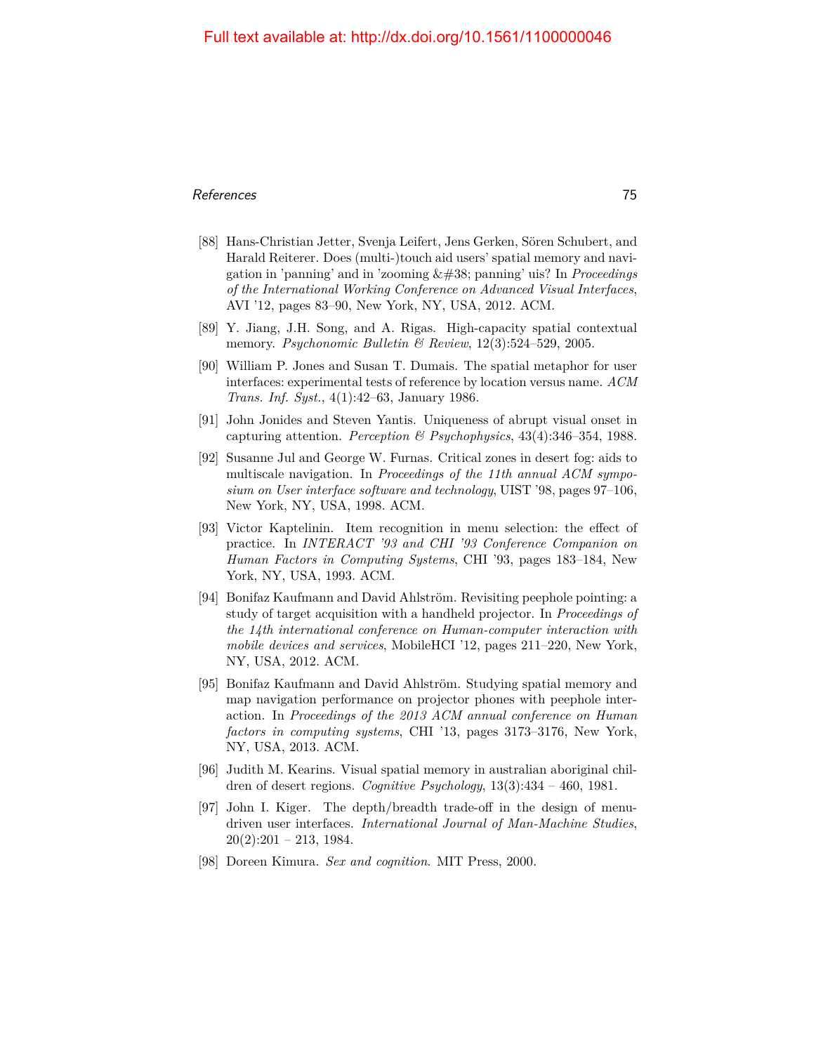[88] Hans-Christian Jetter, Svenja Leifert, Jens Gerken, Sören Schubert, and Harald Reiterer. Does (multi-)touch aid users' spatial memory and navigation in 'panning' and in 'zooming &#38; panning' uis? In *Proceedings of the International Working Conference on Advanced Visual Interfaces*, AVI '12, pages 83–90, New York, NY, USA, 2012. ACM.

[89] Y. Jiang, J.H. Song, and A. Rigas. High-capacity spatial contextual memory. *Psychonomic Bulletin & Review*, 12(3):524–529, 2005.

[90] William P. Jones and Susan T. Dumais. The spatial metaphor for user interfaces: experimental tests of reference by location versus name. *ACM Trans. Inf. Syst.*, 4(1):42–63, January 1986.

[91] John Jonides and Steven Yantis. Uniqueness of abrupt visual onset in capturing attention. *Perception & Psychophysics*, 43(4):346–354, 1988.

[92] Susanne Jul and George W. Furnas. Critical zones in desert fog: aids to multiscale navigation. In *Proceedings of the 11th annual ACM symposium on User interface software and technology*, UIST '98, pages 97–106, New York, NY, USA, 1998. ACM.

[93] Victor Kaptelinin. Item recognition in menu selection: the effect of practice. In *INTERACT '93 and CHI '93 Conference Companion on Human Factors in Computing Systems*, CHI '93, pages 183–184, New York, NY, USA, 1993. ACM.

[94] Bonifaz Kaufmann and David Ahlström. Revisiting peephole pointing: a study of target acquisition with a handheld projector. In *Proceedings of the 14th international conference on Human-computer interaction with mobile devices and services*, MobileHCI '12, pages 211–220, New York, NY, USA, 2012. ACM.

[95] Bonifaz Kaufmann and David Ahlström. Studying spatial memory and map navigation performance on projector phones with peephole interaction. In *Proceedings of the 2013 ACM annual conference on Human factors in computing systems*, CHI '13, pages 3173–3176, New York, NY, USA, 2013. ACM.

[96] Judith M. Kearins. Visual spatial memory in australian aboriginal children of desert regions. *Cognitive Psychology*, 13(3):434 – 460, 1981.

[97] John I. Kiger. The depth/breadth trade-off in the design of menu-driven user interfaces. *International Journal of Man-Machine Studies*, 20(2):201 – 213, 1984.

[98] Doreen Kimura. *Sex and cognition*. MIT Press, 2000.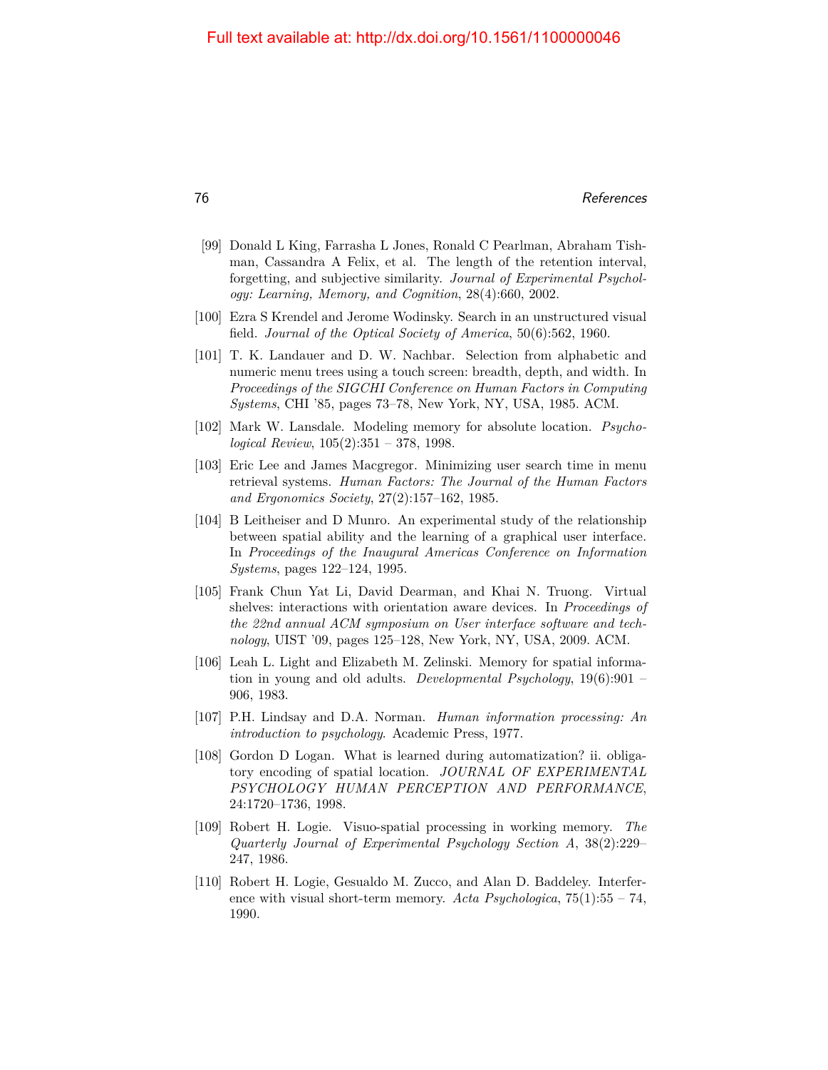[99] Donald L King, Farrasha L Jones, Ronald C Pearlman, Abraham Tishman, Cassandra A Felix, et al. The length of the retention interval, forgetting, and subjective similarity. *Journal of Experimental Psychology: Learning, Memory, and Cognition*, 28(4):660, 2002.

[100] Ezra S Krendel and Jerome Wodinsky. Search in an unstructured visual field. *Journal of the Optical Society of America*, 50(6):562, 1960.

[101] T. K. Landauer and D. W. Nachbar. Selection from alphabetic and numeric menu trees using a touch screen: breadth, depth, and width. In *Proceedings of the SIGCHI Conference on Human Factors in Computing Systems*, CHI '85, pages 73–78, New York, NY, USA, 1985. ACM.

[102] Mark W. Lansdale. Modeling memory for absolute location. *Psychological Review*, 105(2):351 – 378, 1998.

[103] Eric Lee and James Macgregor. Minimizing user search time in menu retrieval systems. *Human Factors: The Journal of the Human Factors and Ergonomics Society*, 27(2):157–162, 1985.

[104] B Leitheiser and D Munro. An experimental study of the relationship between spatial ability and the learning of a graphical user interface. In *Proceedings of the Inaugural Americas Conference on Information Systems*, pages 122–124, 1995.

[105] Frank Chun Yat Li, David Dearman, and Khai N. Truong. Virtual shelves: interactions with orientation aware devices. In *Proceedings of the 22nd annual ACM symposium on User interface software and technology*, UIST '09, pages 125–128, New York, NY, USA, 2009. ACM.

[106] Leah L. Light and Elizabeth M. Zelinski. Memory for spatial information in young and old adults. *Developmental Psychology*, 19(6):901 – 906, 1983.

[107] P.H. Lindsay and D.A. Norman. *Human information processing: An introduction to psychology*. Academic Press, 1977.

[108] Gordon D Logan. What is learned during automatization? ii. obligatory encoding of spatial location. *JOURNAL OF EXPERIMENTAL PSYCHOLOGY HUMAN PERCEPTION AND PERFORMANCE*, 24:1720–1736, 1998.

[109] Robert H. Logie. Visuo-spatial processing in working memory. *The Quarterly Journal of Experimental Psychology Section A*, 38(2):229–247, 1986.

[110] Robert H. Logie, Gesualdo M. Zucco, and Alan D. Baddeley. Interference with visual short-term memory. *Acta Psychologica*, 75(1):55 – 74, 1990.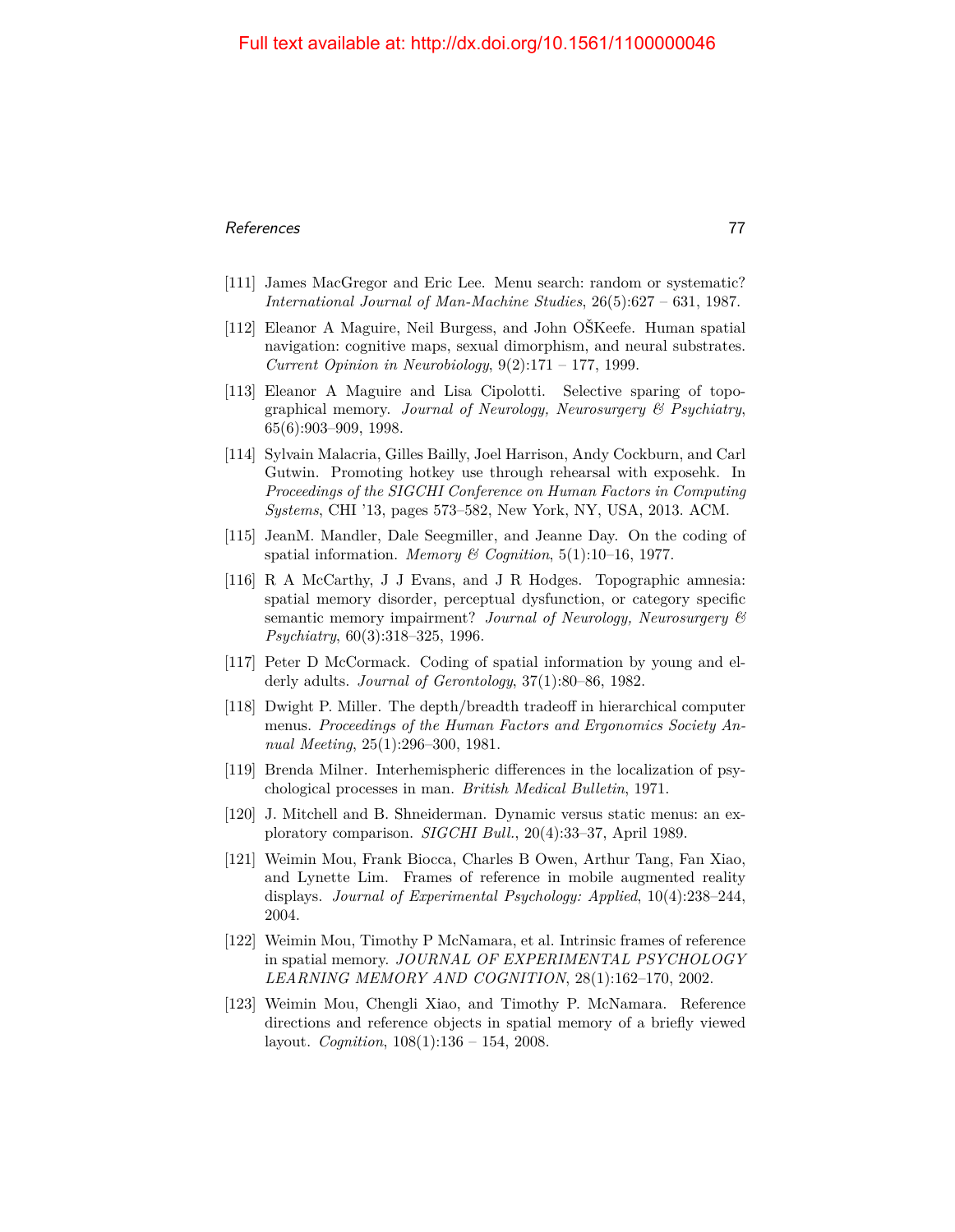[111] James MacGregor and Eric Lee. Menu search: random or systematic? *International Journal of Man-Machine Studies*, 26(5):627 – 631, 1987.

[112] Eleanor A Maguire, Neil Burgess, and John OŠKeefe. Human spatial navigation: cognitive maps, sexual dimorphism, and neural substrates. *Current Opinion in Neurobiology*, 9(2):171 – 177, 1999.

[113] Eleanor A Maguire and Lisa Cipolotti. Selective sparing of topographical memory. *Journal of Neurology, Neurosurgery & Psychiatry*, 65(6):903–909, 1998.

[114] Sylvain Malacria, Gilles Bailly, Joel Harrison, Andy Cockburn, and Carl Gutwin. Promoting hotkey use through rehearsal with exposehk. In *Proceedings of the SIGCHI Conference on Human Factors in Computing Systems*, CHI '13, pages 573–582, New York, NY, USA, 2013. ACM.

[115] JeanM. Mandler, Dale Seegmiller, and Jeanne Day. On the coding of spatial information. *Memory & Cognition*, 5(1):10–16, 1977.

[116] R A McCarthy, J J Evans, and J R Hodges. Topographic amnesia: spatial memory disorder, perceptual dysfunction, or category specific semantic memory impairment? *Journal of Neurology, Neurosurgery & Psychiatry*, 60(3):318–325, 1996.

[117] Peter D McCormack. Coding of spatial information by young and elderly adults. *Journal of Gerontology*, 37(1):80–86, 1982.

[118] Dwight P. Miller. The depth/breadth tradeoff in hierarchical computer menus. *Proceedings of the Human Factors and Ergonomics Society Annual Meeting*, 25(1):296–300, 1981.

[119] Brenda Milner. Interhemispheric differences in the localization of psychological processes in man. *British Medical Bulletin*, 1971.

[120] J. Mitchell and B. Shneiderman. Dynamic versus static menus: an exploratory comparison. *SIGCHI Bull.*, 20(4):33–37, April 1989.

[121] Weimin Mou, Frank Biocca, Charles B Owen, Arthur Tang, Fan Xiao, and Lynette Lim. Frames of reference in mobile augmented reality displays. *Journal of Experimental Psychology: Applied*, 10(4):238–244, 2004.

[122] Weimin Mou, Timothy P McNamara, et al. Intrinsic frames of reference in spatial memory. *JOURNAL OF EXPERIMENTAL PSYCHOLOGY LEARNING MEMORY AND COGNITION*, 28(1):162–170, 2002.

[123] Weimin Mou, Chengli Xiao, and Timothy P. McNamara. Reference directions and reference objects in spatial memory of a briefly viewed layout. *Cognition*, 108(1):136 – 154, 2008.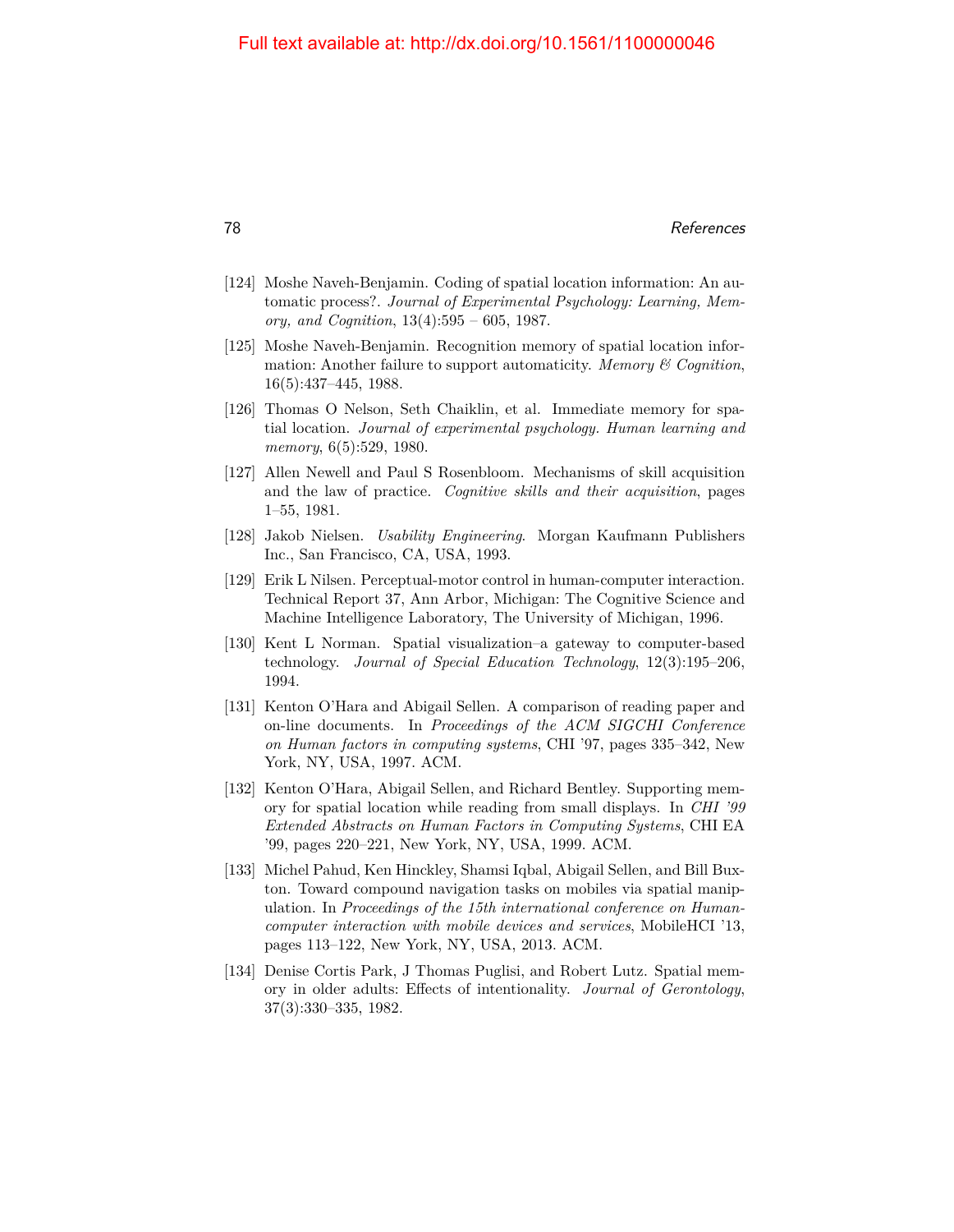[124] Moshe Naveh-Benjamin. Coding of spatial location information: An automatic process?. *Journal of Experimental Psychology: Learning, Memory, and Cognition*, 13(4):595 – 605, 1987.

[125] Moshe Naveh-Benjamin. Recognition memory of spatial location information: Another failure to support automaticity. *Memory & Cognition*, 16(5):437–445, 1988.

[126] Thomas O Nelson, Seth Chaiklin, et al. Immediate memory for spatial location. *Journal of experimental psychology. Human learning and memory*, 6(5):529, 1980.

[127] Allen Newell and Paul S Rosenbloom. Mechanisms of skill acquisition and the law of practice. *Cognitive skills and their acquisition*, pages 1–55, 1981.

[128] Jakob Nielsen. *Usability Engineering*. Morgan Kaufmann Publishers Inc., San Francisco, CA, USA, 1993.

[129] Erik L Nilsen. Perceptual-motor control in human-computer interaction. Technical Report 37, Ann Arbor, Michigan: The Cognitive Science and Machine Intelligence Laboratory, The University of Michigan, 1996.

[130] Kent L Norman. Spatial visualization–a gateway to computer-based technology. *Journal of Special Education Technology*, 12(3):195–206, 1994.

[131] Kenton O'Hara and Abigail Sellen. A comparison of reading paper and on-line documents. In *Proceedings of the ACM SIGCHI Conference on Human factors in computing systems*, CHI '97, pages 335–342, New York, NY, USA, 1997. ACM.

[132] Kenton O'Hara, Abigail Sellen, and Richard Bentley. Supporting memory for spatial location while reading from small displays. In *CHI '99 Extended Abstracts on Human Factors in Computing Systems*, CHI EA '99, pages 220–221, New York, NY, USA, 1999. ACM.

[133] Michel Pahud, Ken Hinckley, Shamsi Iqbal, Abigail Sellen, and Bill Buxton. Toward compound navigation tasks on mobiles via spatial manipulation. In *Proceedings of the 15th international conference on Human-computer interaction with mobile devices and services*, MobileHCI '13, pages 113–122, New York, NY, USA, 2013. ACM.

[134] Denise Cortis Park, J Thomas Puglisi, and Robert Lutz. Spatial memory in older adults: Effects of intentionality. *Journal of Gerontology*, 37(3):330–335, 1982.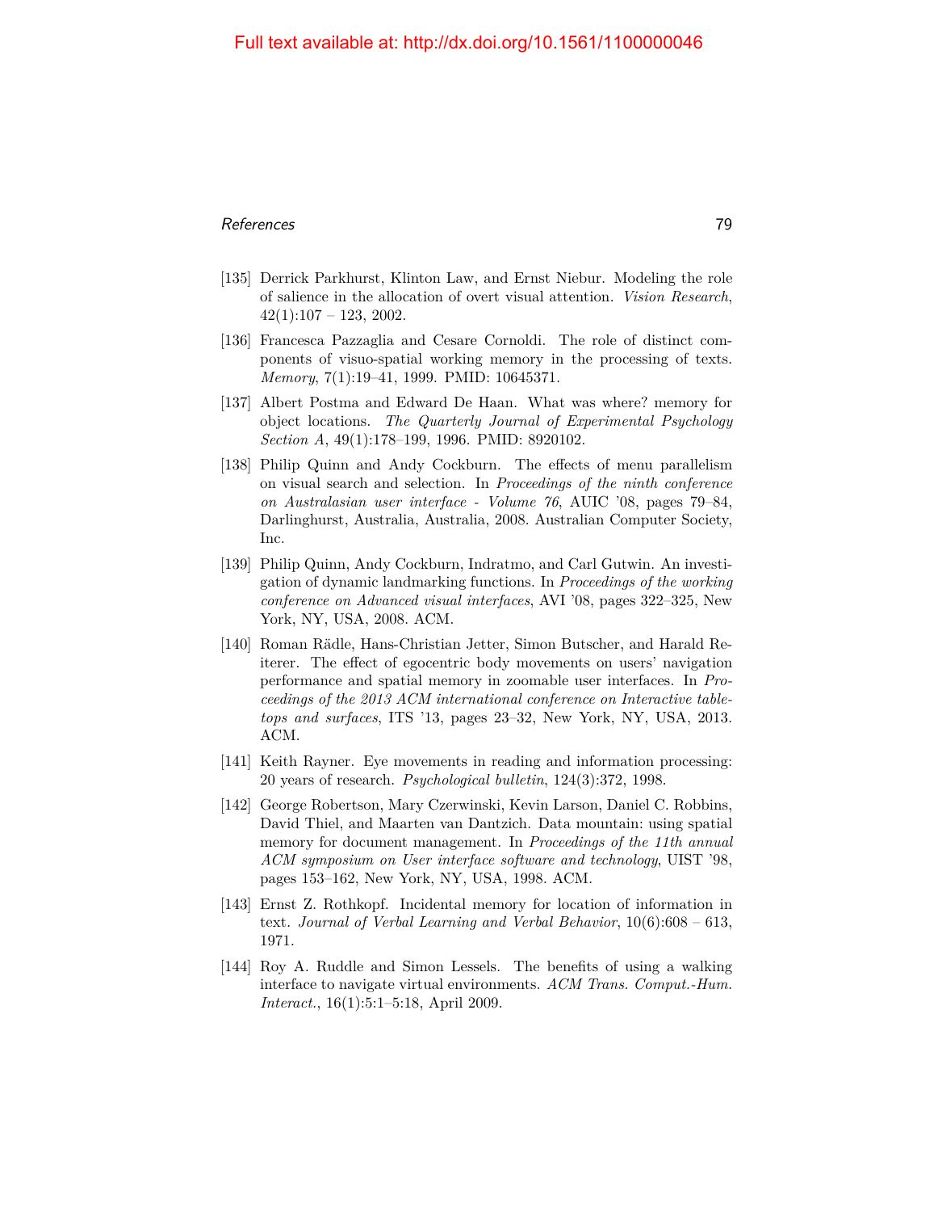[135] Derrick Parkhurst, Klinton Law, and Ernst Niebur. Modeling the role of salience in the allocation of overt visual attention. *Vision Research*, 42(1):107 – 123, 2002.

[136] Francesca Pazzaglia and Cesare Cornoldi. The role of distinct components of visuo-spatial working memory in the processing of texts. *Memory*, 7(1):19–41, 1999. PMID: 10645371.

[137] Albert Postma and Edward De Haan. What was where? memory for object locations. *The Quarterly Journal of Experimental Psychology Section A*, 49(1):178–199, 1996. PMID: 8920102.

[138] Philip Quinn and Andy Cockburn. The effects of menu parallelism on visual search and selection. In *Proceedings of the ninth conference on Australasian user interface - Volume 76*, AUIC '08, pages 79–84, Darlinghurst, Australia, Australia, 2008. Australian Computer Society, Inc.

[139] Philip Quinn, Andy Cockburn, Indratmo, and Carl Gutwin. An investigation of dynamic landmarking functions. In *Proceedings of the working conference on Advanced visual interfaces*, AVI '08, pages 322–325, New York, NY, USA, 2008. ACM.

[140] Roman Rädle, Hans-Christian Jetter, Simon Butscher, and Harald Reiterer. The effect of egocentric body movements on users' navigation performance and spatial memory in zoomable user interfaces. In *Proceedings of the 2013 ACM international conference on Interactive tabletops and surfaces*, ITS '13, pages 23–32, New York, NY, USA, 2013. ACM.

[141] Keith Rayner. Eye movements in reading and information processing: 20 years of research. *Psychological bulletin*, 124(3):372, 1998.

[142] George Robertson, Mary Czerwinski, Kevin Larson, Daniel C. Robbins, David Thiel, and Maarten van Dantzich. Data mountain: using spatial memory for document management. In *Proceedings of the 11th annual ACM symposium on User interface software and technology*, UIST '98, pages 153–162, New York, NY, USA, 1998. ACM.

[143] Ernst Z. Rothkopf. Incidental memory for location of information in text. *Journal of Verbal Learning and Verbal Behavior*, 10(6):608 – 613, 1971.

[144] Roy A. Ruddle and Simon Lessels. The benefits of using a walking interface to navigate virtual environments. *ACM Trans. Comput.-Hum. Interact.*, 16(1):5:1–5:18, April 2009.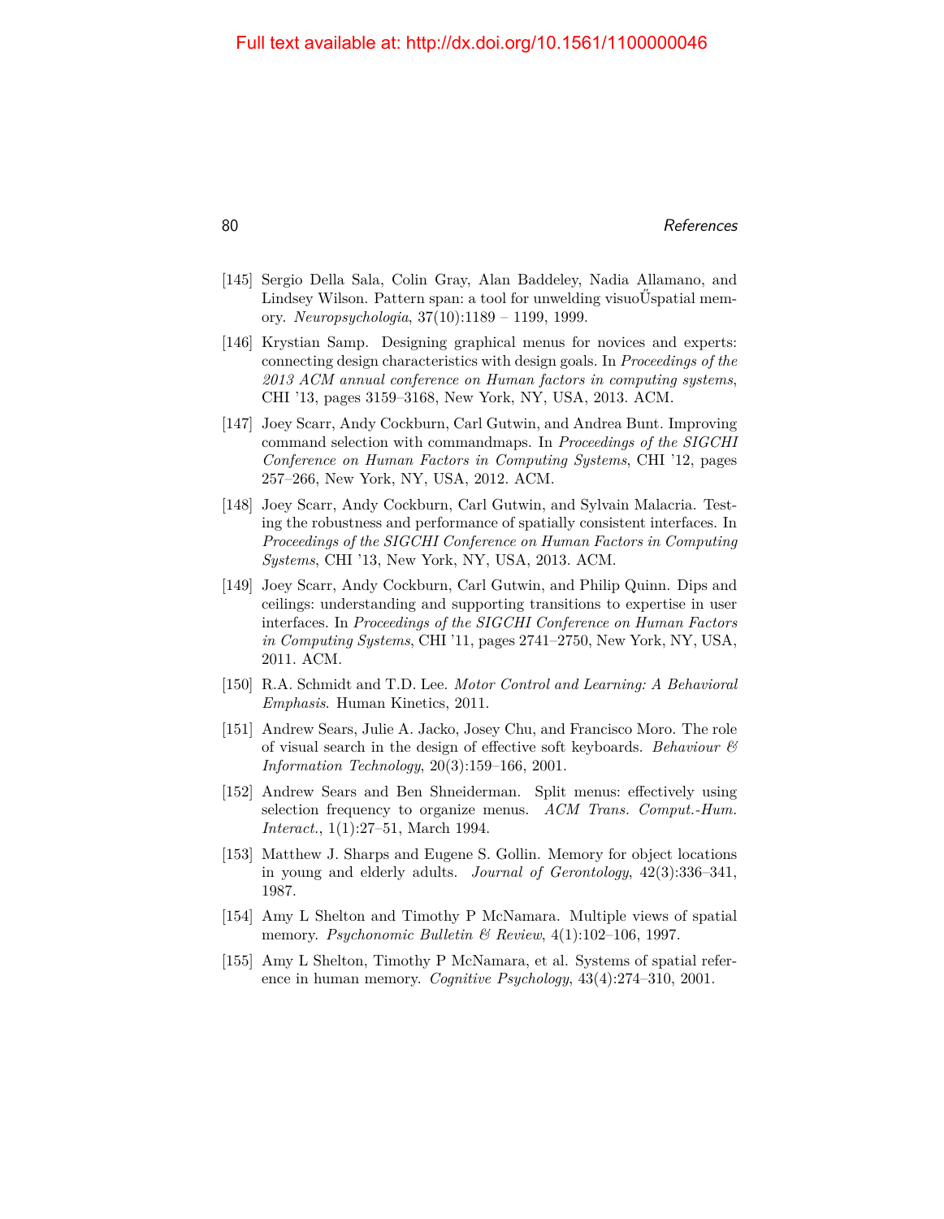[145] Sergio Della Sala, Colin Gray, Alan Baddeley, Nadia Allamano, and Lindsey Wilson. Pattern span: a tool for unwelding visuoŰspatial memory. *Neuropsychologia*, 37(10):1189 – 1199, 1999.

[146] Krystian Samp. Designing graphical menus for novices and experts: connecting design characteristics with design goals. In *Proceedings of the 2013 ACM annual conference on Human factors in computing systems*, CHI '13, pages 3159–3168, New York, NY, USA, 2013. ACM.

[147] Joey Scarr, Andy Cockburn, Carl Gutwin, and Andrea Bunt. Improving command selection with commandmaps. In *Proceedings of the SIGCHI Conference on Human Factors in Computing Systems*, CHI '12, pages 257–266, New York, NY, USA, 2012. ACM.

[148] Joey Scarr, Andy Cockburn, Carl Gutwin, and Sylvain Malacria. Testing the robustness and performance of spatially consistent interfaces. In *Proceedings of the SIGCHI Conference on Human Factors in Computing Systems*, CHI '13, New York, NY, USA, 2013. ACM.

[149] Joey Scarr, Andy Cockburn, Carl Gutwin, and Philip Quinn. Dips and ceilings: understanding and supporting transitions to expertise in user interfaces. In *Proceedings of the SIGCHI Conference on Human Factors in Computing Systems*, CHI '11, pages 2741–2750, New York, NY, USA, 2011. ACM.

[150] R.A. Schmidt and T.D. Lee. *Motor Control and Learning: A Behavioral Emphasis*. Human Kinetics, 2011.

[151] Andrew Sears, Julie A. Jacko, Josey Chu, and Francisco Moro. The role of visual search in the design of effective soft keyboards. *Behaviour & Information Technology*, 20(3):159–166, 2001.

[152] Andrew Sears and Ben Shneiderman. Split menus: effectively using selection frequency to organize menus. *ACM Trans. Comput.-Hum. Interact.*, 1(1):27–51, March 1994.

[153] Matthew J. Sharps and Eugene S. Gollin. Memory for object locations in young and elderly adults. *Journal of Gerontology*, 42(3):336–341, 1987.

[154] Amy L Shelton and Timothy P McNamara. Multiple views of spatial memory. *Psychonomic Bulletin & Review*, 4(1):102–106, 1997.

[155] Amy L Shelton, Timothy P McNamara, et al. Systems of spatial reference in human memory. *Cognitive Psychology*, 43(4):274–310, 2001.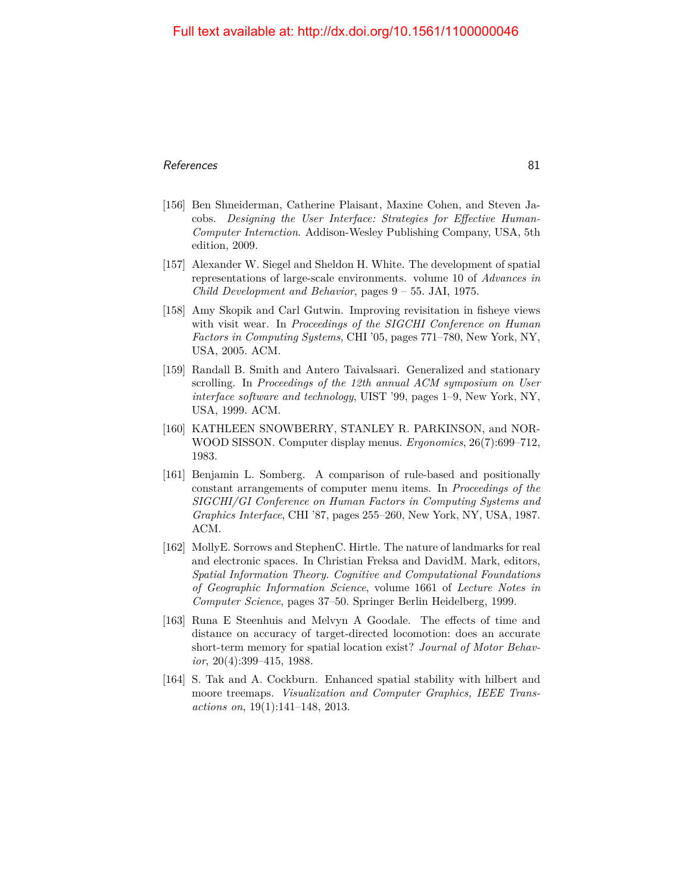Full text available at: http://dx.doi.org/10.1561/1100000046

[156] Ben Shneiderman, Catherine Plaisant, Maxine Cohen, and Steven Jacobs. *Designing the User Interface: Strategies for Effective Human-Computer Interaction*. Addison-Wesley Publishing Company, USA, 5th edition, 2009.

[157] Alexander W. Siegel and Sheldon H. White. The development of spatial representations of large-scale environments. volume 10 of *Advances in Child Development and Behavior*, pages 9 – 55. JAI, 1975.

[158] Amy Skopik and Carl Gutwin. Improving revisitation in fisheye views with visit wear. In *Proceedings of the SIGCHI Conference on Human Factors in Computing Systems*, CHI '05, pages 771–780, New York, NY, USA, 2005. ACM.

[159] Randall B. Smith and Antero Taivalsaari. Generalized and stationary scrolling. In *Proceedings of the 12th annual ACM symposium on User interface software and technology*, UIST '99, pages 1–9, New York, NY, USA, 1999. ACM.

[160] KATHLEEN SNOWBERRY, STANLEY R. PARKINSON, and NORWOOD SISSON. Computer display menus. *Ergonomics*, 26(7):699–712, 1983.

[161] Benjamin L. Somberg. A comparison of rule-based and positionally constant arrangements of computer menu items. In *Proceedings of the SIGCHI/GI Conference on Human Factors in Computing Systems and Graphics Interface*, CHI '87, pages 255–260, New York, NY, USA, 1987. ACM.

[162] MollyE. Sorrows and StephenC. Hirtle. The nature of landmarks for real and electronic spaces. In Christian Freksa and DavidM. Mark, editors, *Spatial Information Theory. Cognitive and Computational Foundations of Geographic Information Science*, volume 1661 of *Lecture Notes in Computer Science*, pages 37–50. Springer Berlin Heidelberg, 1999.

[163] Runa E Steenhuis and Melvyn A Goodale. The effects of time and distance on accuracy of target-directed locomotion: does an accurate short-term memory for spatial location exist? *Journal of Motor Behavior*, 20(4):399–415, 1988.

[164] S. Tak and A. Cockburn. Enhanced spatial stability with hilbert and moore treemaps. *Visualization and Computer Graphics, IEEE Transactions on*, 19(1):141–148, 2013.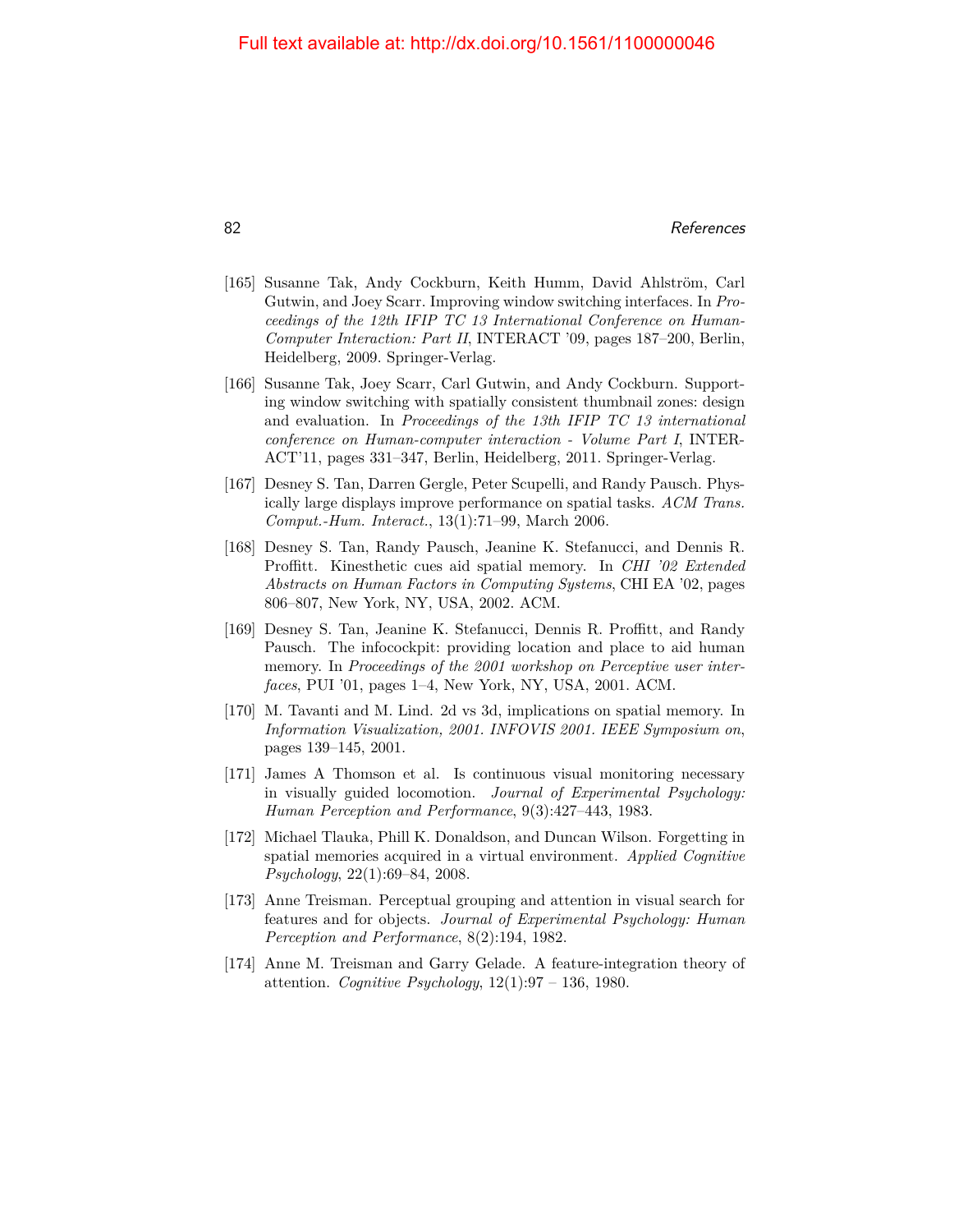[165] Susanne Tak, Andy Cockburn, Keith Humm, David Ahlström, Carl Gutwin, and Joey Scarr. Improving window switching interfaces. In *Proceedings of the 12th IFIP TC 13 International Conference on Human-Computer Interaction: Part II*, INTERACT '09, pages 187–200, Berlin, Heidelberg, 2009. Springer-Verlag.

[166] Susanne Tak, Joey Scarr, Carl Gutwin, and Andy Cockburn. Supporting window switching with spatially consistent thumbnail zones: design and evaluation. In *Proceedings of the 13th IFIP TC 13 international conference on Human-computer interaction - Volume Part I*, INTERACT'11, pages 331–347, Berlin, Heidelberg, 2011. Springer-Verlag.

[167] Desney S. Tan, Darren Gergle, Peter Scupelli, and Randy Pausch. Physically large displays improve performance on spatial tasks. *ACM Trans. Comput.-Hum. Interact.*, 13(1):71–99, March 2006.

[168] Desney S. Tan, Randy Pausch, Jeanine K. Stefanucci, and Dennis R. Proffitt. Kinesthetic cues aid spatial memory. In *CHI '02 Extended Abstracts on Human Factors in Computing Systems*, CHI EA '02, pages 806–807, New York, NY, USA, 2002. ACM.

[169] Desney S. Tan, Jeanine K. Stefanucci, Dennis R. Proffitt, and Randy Pausch. The infocockpit: providing location and place to aid human memory. In *Proceedings of the 2001 workshop on Perceptive user interfaces*, PUI '01, pages 1–4, New York, NY, USA, 2001. ACM.

[170] M. Tavanti and M. Lind. 2d vs 3d, implications on spatial memory. In *Information Visualization, 2001. INFOVIS 2001. IEEE Symposium on*, pages 139–145, 2001.

[171] James A Thomson et al. Is continuous visual monitoring necessary in visually guided locomotion. *Journal of Experimental Psychology: Human Perception and Performance*, 9(3):427–443, 1983.

[172] Michael Tlauka, Phill K. Donaldson, and Duncan Wilson. Forgetting in spatial memories acquired in a virtual environment. *Applied Cognitive Psychology*, 22(1):69–84, 2008.

[173] Anne Treisman. Perceptual grouping and attention in visual search for features and for objects. *Journal of Experimental Psychology: Human Perception and Performance*, 8(2):194, 1982.

[174] Anne M. Treisman and Garry Gelade. A feature-integration theory of attention. *Cognitive Psychology*, 12(1):97 – 136, 1980.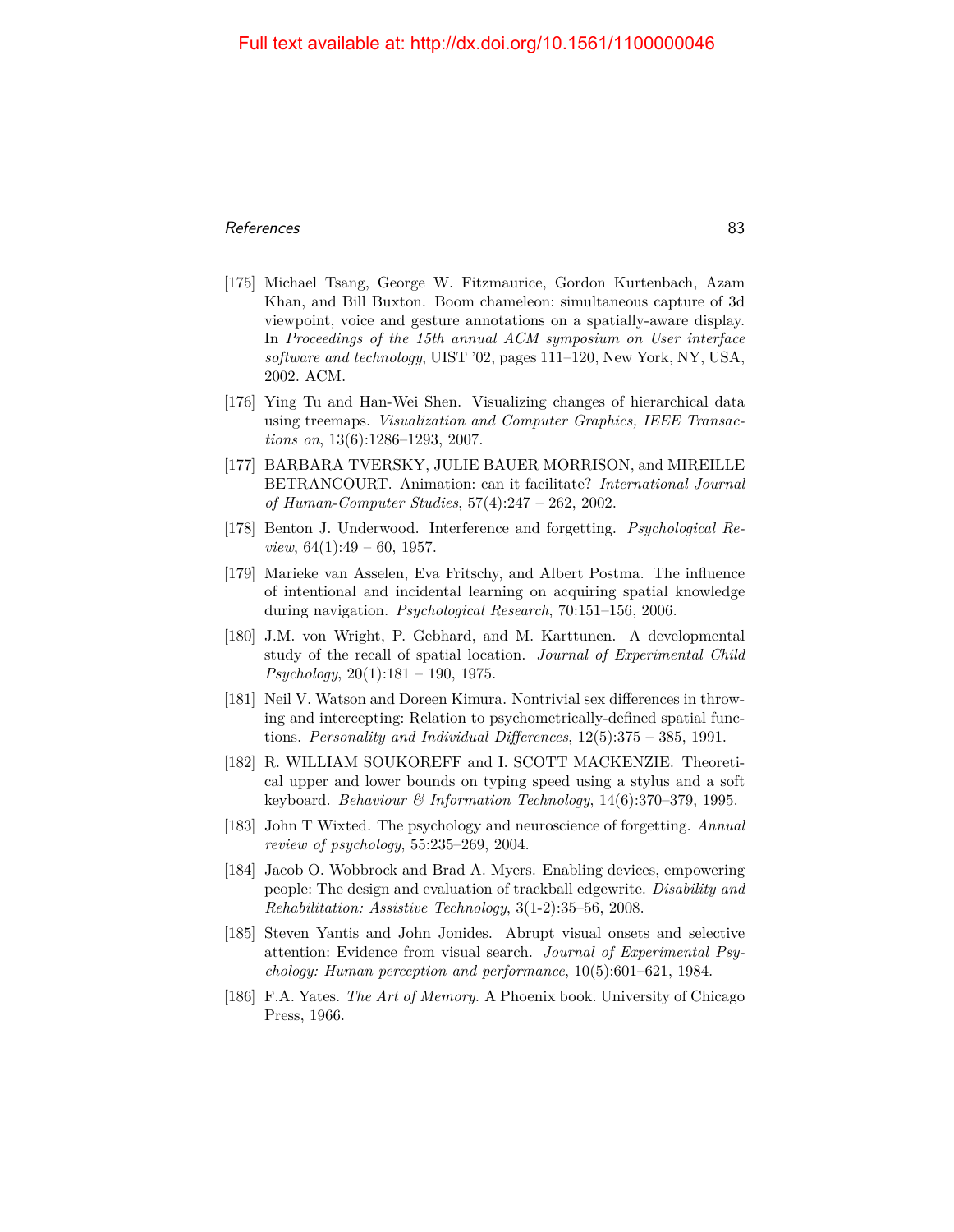[175] Michael Tsang, George W. Fitzmaurice, Gordon Kurtenbach, Azam Khan, and Bill Buxton. Boom chameleon: simultaneous capture of 3d viewpoint, voice and gesture annotations on a spatially-aware display. In *Proceedings of the 15th annual ACM symposium on User interface software and technology*, UIST '02, pages 111–120, New York, NY, USA, 2002. ACM.

[176] Ying Tu and Han-Wei Shen. Visualizing changes of hierarchical data using treemaps. *Visualization and Computer Graphics, IEEE Transactions on*, 13(6):1286–1293, 2007.

[177] BARBARA TVERSKY, JULIE BAUER MORRISON, and MIREILLE BETRANCOURT. Animation: can it facilitate? *International Journal of Human-Computer Studies*, 57(4):247 – 262, 2002.

[178] Benton J. Underwood. Interference and forgetting. *Psychological Review*, 64(1):49 – 60, 1957.

[179] Marieke van Asselen, Eva Fritschy, and Albert Postma. The influence of intentional and incidental learning on acquiring spatial knowledge during navigation. *Psychological Research*, 70:151–156, 2006.

[180] J.M. von Wright, P. Gebhard, and M. Karttunen. A developmental study of the recall of spatial location. *Journal of Experimental Child Psychology*, 20(1):181 – 190, 1975.

[181] Neil V. Watson and Doreen Kimura. Nontrivial sex differences in throwing and intercepting: Relation to psychometrically-defined spatial functions. *Personality and Individual Differences*, 12(5):375 – 385, 1991.

[182] R. WILLIAM SOUKOREFF and I. SCOTT MACKENZIE. Theoretical upper and lower bounds on typing speed using a stylus and a soft keyboard. *Behaviour & Information Technology*, 14(6):370–379, 1995.

[183] John T Wixted. The psychology and neuroscience of forgetting. *Annual review of psychology*, 55:235–269, 2004.

[184] Jacob O. Wobbrock and Brad A. Myers. Enabling devices, empowering people: The design and evaluation of trackball edgewrite. *Disability and Rehabilitation: Assistive Technology*, 3(1-2):35–56, 2008.

[185] Steven Yantis and John Jonides. Abrupt visual onsets and selective attention: Evidence from visual search. *Journal of Experimental Psychology: Human perception and performance*, 10(5):601–621, 1984.

[186] F.A. Yates. *The Art of Memory*. A Phoenix book. University of Chicago Press, 1966.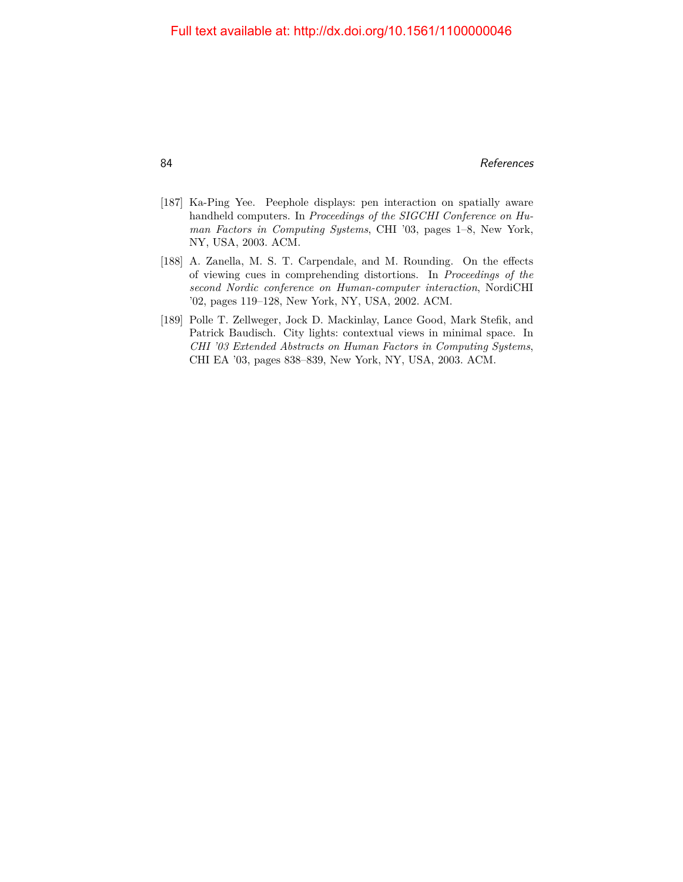[187] Ka-Ping Yee. Peephole displays: pen interaction on spatially aware handheld computers. In *Proceedings of the SIGCHI Conference on Human Factors in Computing Systems*, CHI '03, pages 1–8, New York, NY, USA, 2003. ACM.

[188] A. Zanella, M. S. T. Carpendale, and M. Rounding. On the effects of viewing cues in comprehending distortions. In *Proceedings of the second Nordic conference on Human-computer interaction*, NordiCHI '02, pages 119–128, New York, NY, USA, 2002. ACM.

[189] Polle T. Zellweger, Jock D. Mackinlay, Lance Good, Mark Stefik, and Patrick Baudisch. City lights: contextual views in minimal space. In *CHI '03 Extended Abstracts on Human Factors in Computing Systems*, CHI EA '03, pages 838–839, New York, NY, USA, 2003. ACM.